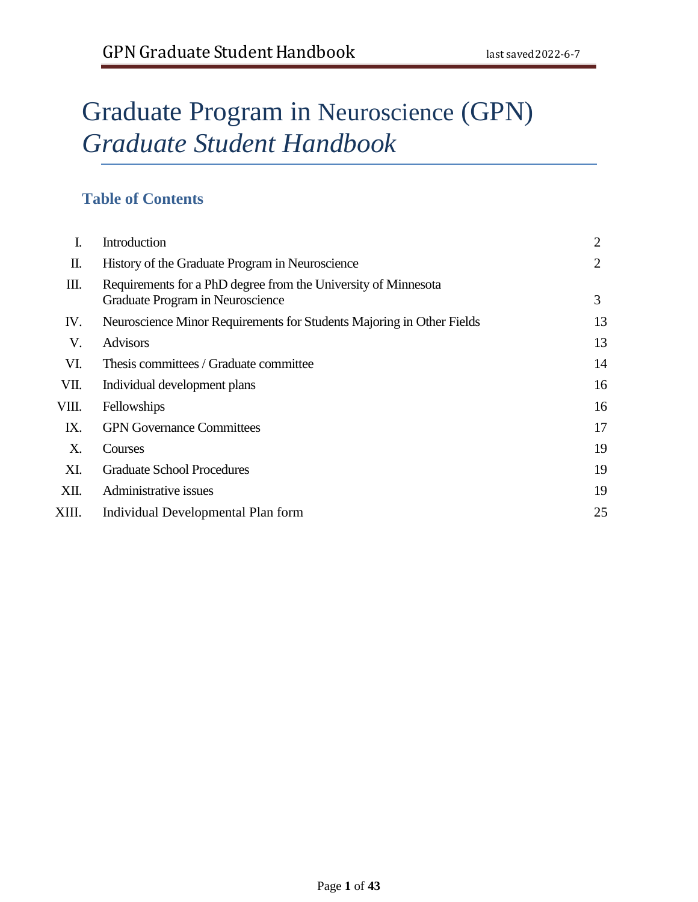# Graduate Program in Neuroscience (GPN)
# *Graduate Student Handbook*

## Table of Contents

| | | |
|---|---|---|
| I. | Introduction | 2 |
| II. | History of the Graduate Program in Neuroscience | 2 |
| III. | Requirements for a PhD degree from the University of Minnesota Graduate Program in Neuroscience | 3 |
| IV. | Neuroscience Minor Requirements for Students Majoring in Other Fields | 13 |
| V. | Advisors | 13 |
| VI. | Thesis committees / Graduate committee | 14 |
| VII. | Individual development plans | 16 |
| VIII. | Fellowships | 16 |
| IX. | GPN Governance Committees | 17 |
| X. | Courses | 19 |
| XI. | Graduate School Procedures | 19 |
| XII. | Administrative issues | 19 |
| XIII. | Individual Developmental Plan form | 25 |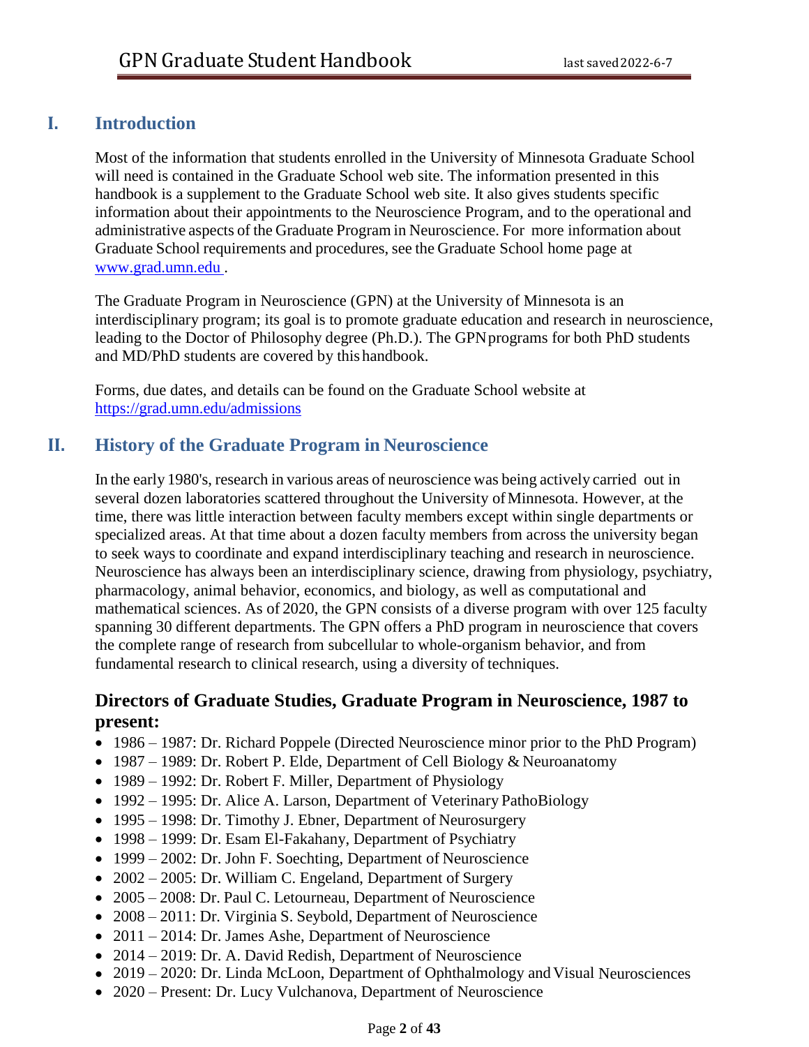## I. Introduction

Most of the information that students enrolled in the University of Minnesota Graduate School will need is contained in the Graduate School web site. The information presented in this handbook is a supplement to the Graduate School web site. It also gives students specific information about their appointments to the Neuroscience Program, and to the operational and administrative aspects of the Graduate Program in Neuroscience. For more information about Graduate School requirements and procedures, see the Graduate School home page at [www.grad.umn.edu](http://www.grad.umn.edu).

The Graduate Program in Neuroscience (GPN) at the University of Minnesota is an interdisciplinary program; its goal is to promote graduate education and research in neuroscience, leading to the Doctor of Philosophy degree (Ph.D.). The GPN programs for both PhD students and MD/PhD students are covered by this handbook.

Forms, due dates, and details can be found on the Graduate School website at [https://grad.umn.edu/admissions](https://grad.umn.edu/admissions)

## II. History of the Graduate Program in Neuroscience

In the early 1980's, research in various areas of neuroscience was being actively carried out in several dozen laboratories scattered throughout the University of Minnesota. However, at the time, there was little interaction between faculty members except within single departments or specialized areas. At that time about a dozen faculty members from across the university began to seek ways to coordinate and expand interdisciplinary teaching and research in neuroscience. Neuroscience has always been an interdisciplinary science, drawing from physiology, psychiatry, pharmacology, animal behavior, economics, and biology, as well as computational and mathematical sciences. As of 2020, the GPN consists of a diverse program with over 125 faculty spanning 30 different departments. The GPN offers a PhD program in neuroscience that covers the complete range of research from subcellular to whole-organism behavior, and from fundamental research to clinical research, using a diversity of techniques.

### Directors of Graduate Studies, Graduate Program in Neuroscience, 1987 to present:

- 1986 – 1987: Dr. Richard Poppele (Directed Neuroscience minor prior to the PhD Program)
- 1987 – 1989: Dr. Robert P. Elde, Department of Cell Biology & Neuroanatomy
- 1989 – 1992: Dr. Robert F. Miller, Department of Physiology
- 1992 – 1995: Dr. Alice A. Larson, Department of Veterinary PathoBiology
- 1995 – 1998: Dr. Timothy J. Ebner, Department of Neurosurgery
- 1998 – 1999: Dr. Esam El-Fakahany, Department of Psychiatry
- 1999 – 2002: Dr. John F. Soechting, Department of Neuroscience
- 2002 – 2005: Dr. William C. Engeland, Department of Surgery
- 2005 – 2008: Dr. Paul C. Letourneau, Department of Neuroscience
- 2008 – 2011: Dr. Virginia S. Seybold, Department of Neuroscience
- 2011 – 2014: Dr. James Ashe, Department of Neuroscience
- 2014 – 2019: Dr. A. David Redish, Department of Neuroscience
- 2019 – 2020: Dr. Linda McLoon, Department of Ophthalmology and Visual Neurosciences
- 2020 – Present: Dr. Lucy Vulchanova, Department of Neuroscience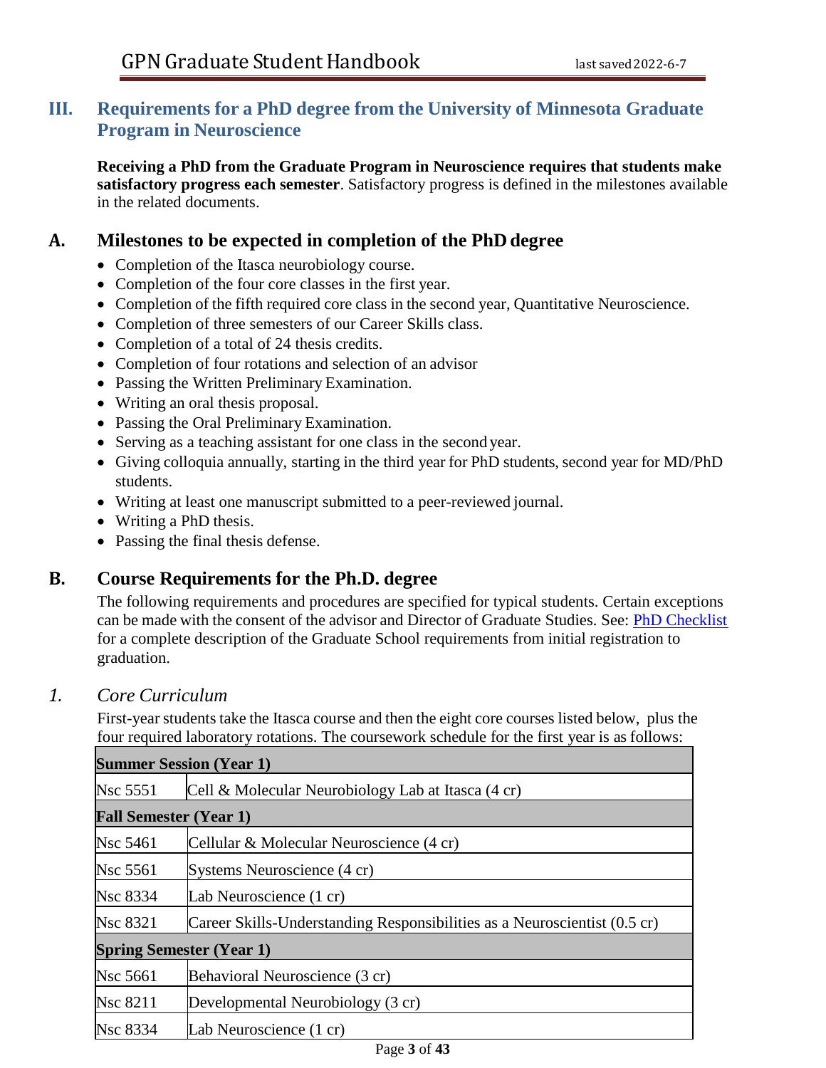## III. Requirements for a PhD degree from the University of Minnesota Graduate Program in Neuroscience

**Receiving a PhD from the Graduate Program in Neuroscience requires that students make satisfactory progress each semester**. Satisfactory progress is defined in the milestones available in the related documents.

### A. Milestones to be expected in completion of the PhD degree

- Completion of the Itasca neurobiology course.
- Completion of the four core classes in the first year.
- Completion of the fifth required core class in the second year, Quantitative Neuroscience.
- Completion of three semesters of our Career Skills class.
- Completion of a total of 24 thesis credits.
- Completion of four rotations and selection of an advisor
- Passing the Written Preliminary Examination.
- Writing an oral thesis proposal.
- Passing the Oral Preliminary Examination.
- Serving as a teaching assistant for one class in the second year.
- Giving colloquia annually, starting in the third year for PhD students, second year for MD/PhD students.
- Writing at least one manuscript submitted to a peer-reviewed journal.
- Writing a PhD thesis.
- Passing the final thesis defense.

### B. Course Requirements for the Ph.D. degree

The following requirements and procedures are specified for typical students. Certain exceptions can be made with the consent of the advisor and Director of Graduate Studies. See: PhD Checklist for a complete description of the Graduate School requirements from initial registration to graduation.

#### *1. Core Curriculum*

First-year students take the Itasca course and then the eight core courses listed below, plus the four required laboratory rotations. The coursework schedule for the first year is as follows:

| **Summer Session (Year 1)** | |
|---|---|
| Nsc 5551 | Cell & Molecular Neurobiology Lab at Itasca (4 cr) |
| **Fall Semester (Year 1)** | |
| Nsc 5461 | Cellular & Molecular Neuroscience (4 cr) |
| Nsc 5561 | Systems Neuroscience (4 cr) |
| Nsc 8334 | Lab Neuroscience (1 cr) |
| Nsc 8321 | Career Skills-Understanding Responsibilities as a Neuroscientist (0.5 cr) |
| **Spring Semester (Year 1)** | |
| Nsc 5661 | Behavioral Neuroscience (3 cr) |
| Nsc 8211 | Developmental Neurobiology (3 cr) |
| Nsc 8334 | Lab Neuroscience (1 cr) |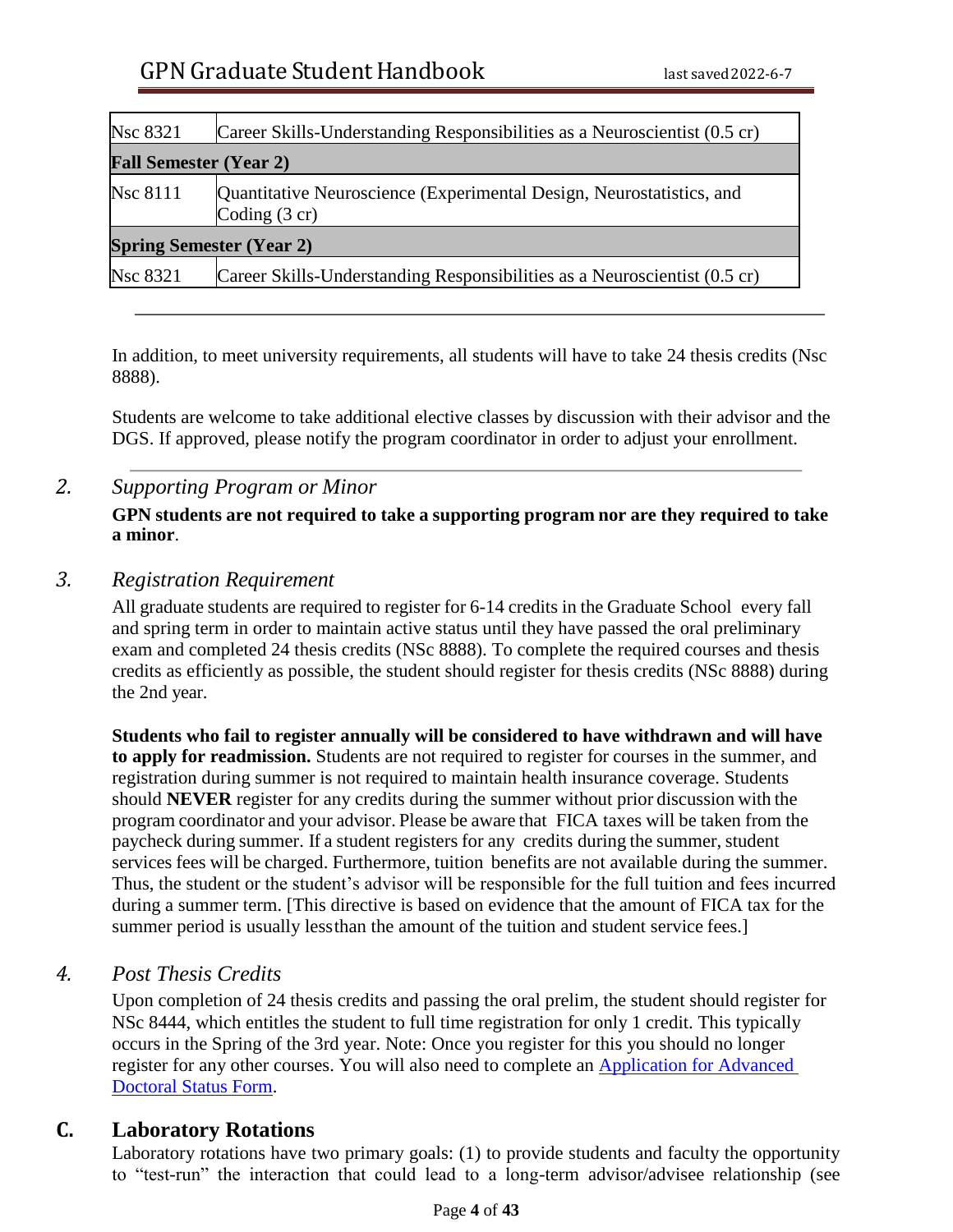| Nsc 8321 | Career Skills-Understanding Responsibilities as a Neuroscientist (0.5 cr) |
|---|---|
| **Fall Semester (Year 2)** | |
| Nsc 8111 | Quantitative Neuroscience (Experimental Design, Neurostatistics, and Coding (3 cr) |
| **Spring Semester (Year 2)** | |
| Nsc 8321 | Career Skills-Understanding Responsibilities as a Neuroscientist (0.5 cr) |

---

In addition, to meet university requirements, all students will have to take 24 thesis credits (Nsc 8888).

Students are welcome to take additional elective classes by discussion with their advisor and the DGS. If approved, please notify the program coordinator in order to adjust your enrollment.

---

### 2. *Supporting Program or Minor*

**GPN students are not required to take a supporting program nor are they required to take a minor**.

### 3. *Registration Requirement*

All graduate students are required to register for 6-14 credits in the Graduate School every fall and spring term in order to maintain active status until they have passed the oral preliminary exam and completed 24 thesis credits (NSc 8888). To complete the required courses and thesis credits as efficiently as possible, the student should register for thesis credits (NSc 8888) during the 2nd year.

**Students who fail to register annually will be considered to have withdrawn and will have to apply for readmission.** Students are not required to register for courses in the summer, and registration during summer is not required to maintain health insurance coverage. Students should **NEVER** register for any credits during the summer without prior discussion with the program coordinator and your advisor. Please be aware that FICA taxes will be taken from the paycheck during summer. If a student registers for any credits during the summer, student services fees will be charged. Furthermore, tuition benefits are not available during the summer. Thus, the student or the student's advisor will be responsible for the full tuition and fees incurred during a summer term. [This directive is based on evidence that the amount of FICA tax for the summer period is usually less than the amount of the tuition and student service fees.]

### 4. *Post Thesis Credits*

Upon completion of 24 thesis credits and passing the oral prelim, the student should register for NSc 8444, which entitles the student to full time registration for only 1 credit. This typically occurs in the Spring of the 3rd year. Note: Once you register for this you should no longer register for any other courses. You will also need to complete an Application for Advanced Doctoral Status Form.

## C. Laboratory Rotations

Laboratory rotations have two primary goals: (1) to provide students and faculty the opportunity to "test-run" the interaction that could lead to a long-term advisor/advisee relationship (see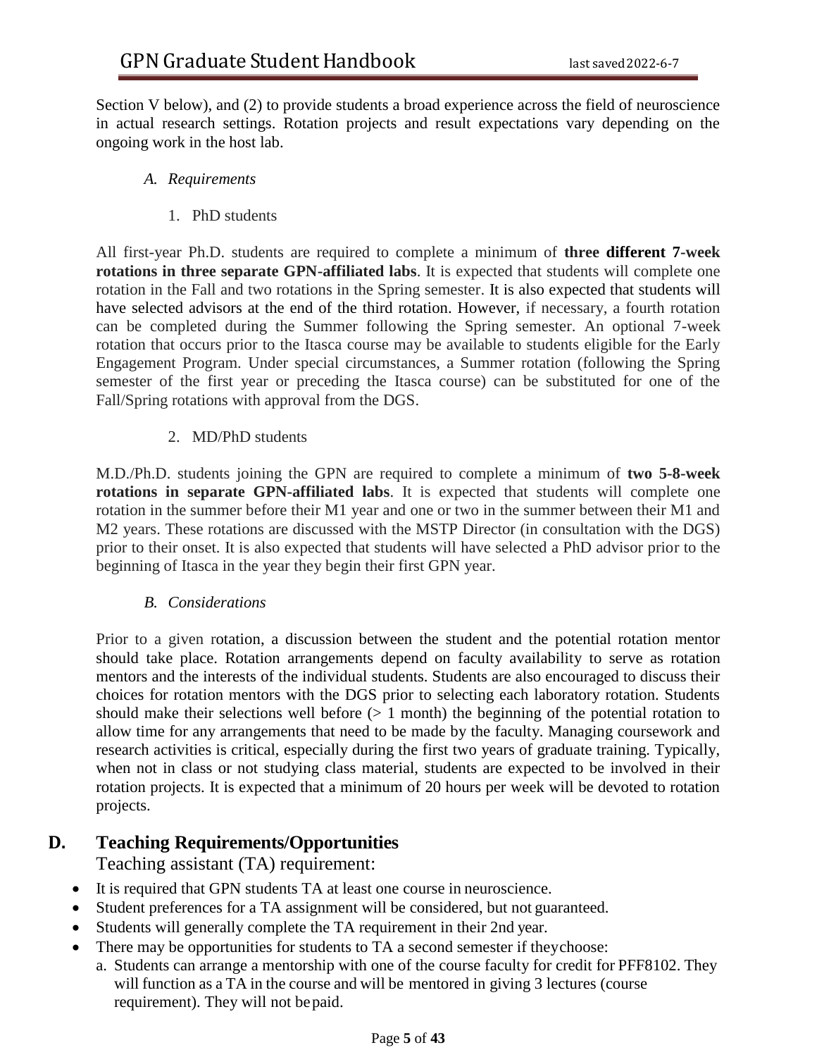Section V below), and (2) to provide students a broad experience across the field of neuroscience in actual research settings. Rotation projects and result expectations vary depending on the ongoing work in the host lab.

### *A. Requirements*

#### 1. PhD students

All first-year Ph.D. students are required to complete a minimum of **three different 7-week rotations in three separate GPN-affiliated labs**. It is expected that students will complete one rotation in the Fall and two rotations in the Spring semester. It is also expected that students will have selected advisors at the end of the third rotation. However, if necessary, a fourth rotation can be completed during the Summer following the Spring semester. An optional 7-week rotation that occurs prior to the Itasca course may be available to students eligible for the Early Engagement Program. Under special circumstances, a Summer rotation (following the Spring semester of the first year or preceding the Itasca course) can be substituted for one of the Fall/Spring rotations with approval from the DGS.

#### 2. MD/PhD students

M.D./Ph.D. students joining the GPN are required to complete a minimum of **two 5-8-week rotations in separate GPN-affiliated labs**. It is expected that students will complete one rotation in the summer before their M1 year and one or two in the summer between their M1 and M2 years. These rotations are discussed with the MSTP Director (in consultation with the DGS) prior to their onset. It is also expected that students will have selected a PhD advisor prior to the beginning of Itasca in the year they begin their first GPN year.

### *B. Considerations*

Prior to a given rotation, a discussion between the student and the potential rotation mentor should take place. Rotation arrangements depend on faculty availability to serve as rotation mentors and the interests of the individual students. Students are also encouraged to discuss their choices for rotation mentors with the DGS prior to selecting each laboratory rotation. Students should make their selections well before (> 1 month) the beginning of the potential rotation to allow time for any arrangements that need to be made by the faculty. Managing coursework and research activities is critical, especially during the first two years of graduate training. Typically, when not in class or not studying class material, students are expected to be involved in their rotation projects. It is expected that a minimum of 20 hours per week will be devoted to rotation projects.

## D. Teaching Requirements/Opportunities

Teaching assistant (TA) requirement:

- It is required that GPN students TA at least one course in neuroscience.
- Student preferences for a TA assignment will be considered, but not guaranteed.
- Students will generally complete the TA requirement in their 2nd year.
- There may be opportunities for students to TA a second semester if they choose:
  a. Students can arrange a mentorship with one of the course faculty for credit for PFF8102. They will function as a TA in the course and will be mentored in giving 3 lectures (course requirement). They will not be paid.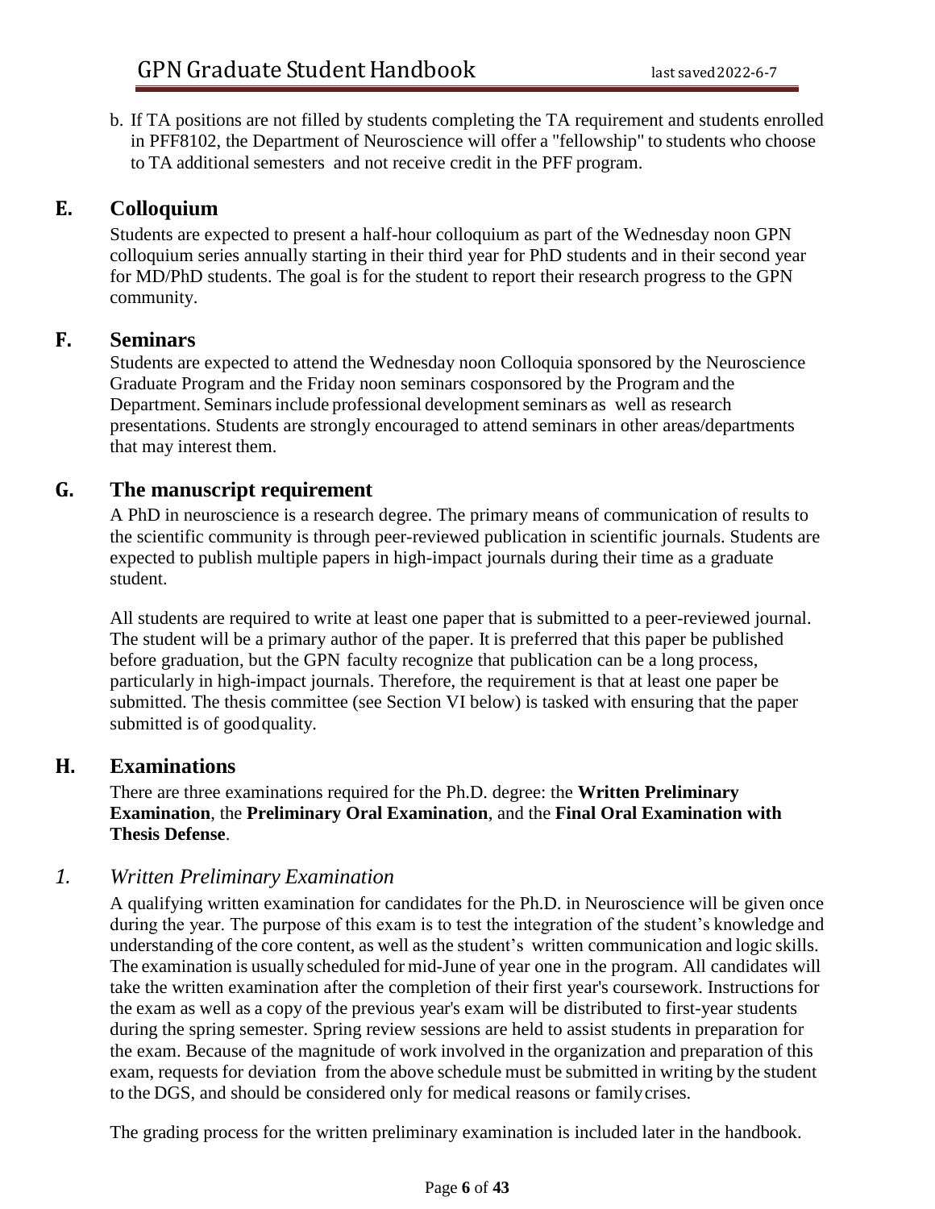b. If TA positions are not filled by students completing the TA requirement and students enrolled in PFF8102, the Department of Neuroscience will offer a "fellowship" to students who choose to TA additional semesters and not receive credit in the PFF program.

## E. Colloquium

Students are expected to present a half-hour colloquium as part of the Wednesday noon GPN colloquium series annually starting in their third year for PhD students and in their second year for MD/PhD students. The goal is for the student to report their research progress to the GPN community.

## F. Seminars

Students are expected to attend the Wednesday noon Colloquia sponsored by the Neuroscience Graduate Program and the Friday noon seminars cosponsored by the Program and the Department. Seminars include professional development seminars as well as research presentations. Students are strongly encouraged to attend seminars in other areas/departments that may interest them.

## G. The manuscript requirement

A PhD in neuroscience is a research degree. The primary means of communication of results to the scientific community is through peer-reviewed publication in scientific journals. Students are expected to publish multiple papers in high-impact journals during their time as a graduate student.

All students are required to write at least one paper that is submitted to a peer-reviewed journal. The student will be a primary author of the paper. It is preferred that this paper be published before graduation, but the GPN faculty recognize that publication can be a long process, particularly in high-impact journals. Therefore, the requirement is that at least one paper be submitted. The thesis committee (see Section VI below) is tasked with ensuring that the paper submitted is of good quality.

## H. Examinations

There are three examinations required for the Ph.D. degree: the **Written Preliminary Examination**, the **Preliminary Oral Examination**, and the **Final Oral Examination with Thesis Defense**.

### *1. Written Preliminary Examination*

A qualifying written examination for candidates for the Ph.D. in Neuroscience will be given once during the year. The purpose of this exam is to test the integration of the student's knowledge and understanding of the core content, as well as the student's written communication and logic skills. The examination is usually scheduled for mid-June of year one in the program. All candidates will take the written examination after the completion of their first year's coursework. Instructions for the exam as well as a copy of the previous year's exam will be distributed to first-year students during the spring semester. Spring review sessions are held to assist students in preparation for the exam. Because of the magnitude of work involved in the organization and preparation of this exam, requests for deviation from the above schedule must be submitted in writing by the student to the DGS, and should be considered only for medical reasons or family crises.

The grading process for the written preliminary examination is included later in the handbook.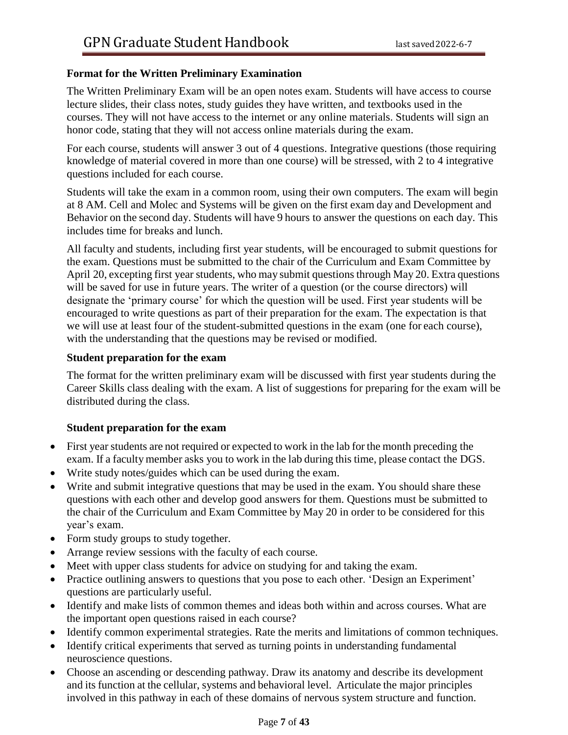### Format for the Written Preliminary Examination

The Written Preliminary Exam will be an open notes exam. Students will have access to course lecture slides, their class notes, study guides they have written, and textbooks used in the courses. They will not have access to the internet or any online materials. Students will sign an honor code, stating that they will not access online materials during the exam.

For each course, students will answer 3 out of 4 questions. Integrative questions (those requiring knowledge of material covered in more than one course) will be stressed, with 2 to 4 integrative questions included for each course.

Students will take the exam in a common room, using their own computers. The exam will begin at 8 AM. Cell and Molec and Systems will be given on the first exam day and Development and Behavior on the second day. Students will have 9 hours to answer the questions on each day. This includes time for breaks and lunch.

All faculty and students, including first year students, will be encouraged to submit questions for the exam. Questions must be submitted to the chair of the Curriculum and Exam Committee by April 20, excepting first year students, who may submit questions through May 20. Extra questions will be saved for use in future years. The writer of a question (or the course directors) will designate the 'primary course' for which the question will be used. First year students will be encouraged to write questions as part of their preparation for the exam. The expectation is that we will use at least four of the student-submitted questions in the exam (one for each course), with the understanding that the questions may be revised or modified.

### Student preparation for the exam

The format for the written preliminary exam will be discussed with first year students during the Career Skills class dealing with the exam. A list of suggestions for preparing for the exam will be distributed during the class.

### Student preparation for the exam

- First year students are not required or expected to work in the lab for the month preceding the exam. If a faculty member asks you to work in the lab during this time, please contact the DGS.
- Write study notes/guides which can be used during the exam.
- Write and submit integrative questions that may be used in the exam. You should share these questions with each other and develop good answers for them. Questions must be submitted to the chair of the Curriculum and Exam Committee by May 20 in order to be considered for this year's exam.
- Form study groups to study together.
- Arrange review sessions with the faculty of each course.
- Meet with upper class students for advice on studying for and taking the exam.
- Practice outlining answers to questions that you pose to each other. 'Design an Experiment' questions are particularly useful.
- Identify and make lists of common themes and ideas both within and across courses. What are the important open questions raised in each course?
- Identify common experimental strategies. Rate the merits and limitations of common techniques.
- Identify critical experiments that served as turning points in understanding fundamental neuroscience questions.
- Choose an ascending or descending pathway. Draw its anatomy and describe its development and its function at the cellular, systems and behavioral level. Articulate the major principles involved in this pathway in each of these domains of nervous system structure and function.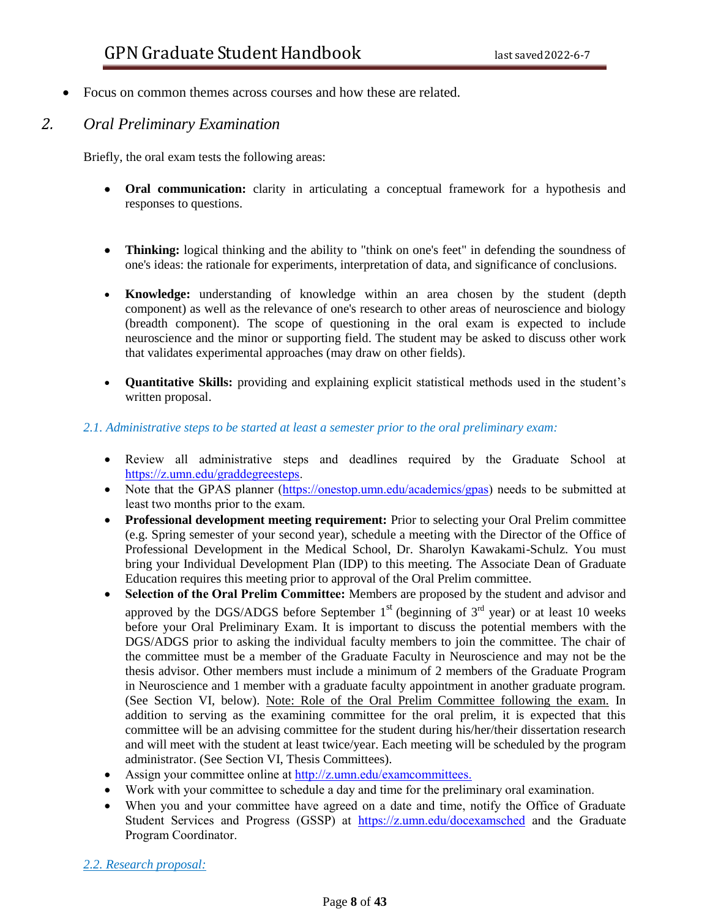- Focus on common themes across courses and how these are related.

## *2. Oral Preliminary Examination*

Briefly, the oral exam tests the following areas:

- **Oral communication:** clarity in articulating a conceptual framework for a hypothesis and responses to questions.

- **Thinking:** logical thinking and the ability to "think on one's feet" in defending the soundness of one's ideas: the rationale for experiments, interpretation of data, and significance of conclusions.

- **Knowledge:** understanding of knowledge within an area chosen by the student (depth component) as well as the relevance of one's research to other areas of neuroscience and biology (breadth component). The scope of questioning in the oral exam is expected to include neuroscience and the minor or supporting field. The student may be asked to discuss other work that validates experimental approaches (may draw on other fields).

- **Quantitative Skills:** providing and explaining explicit statistical methods used in the student's written proposal.

### *2.1. Administrative steps to be started at least a semester prior to the oral preliminary exam:*

- Review all administrative steps and deadlines required by the Graduate School at https://z.umn.edu/graddegreesteps.
- Note that the GPAS planner (https://onestop.umn.edu/academics/gpas) needs to be submitted at least two months prior to the exam.
- **Professional development meeting requirement:** Prior to selecting your Oral Prelim committee (e.g. Spring semester of your second year), schedule a meeting with the Director of the Office of Professional Development in the Medical School, Dr. Sharolyn Kawakami-Schulz. You must bring your Individual Development Plan (IDP) to this meeting. The Associate Dean of Graduate Education requires this meeting prior to approval of the Oral Prelim committee.
- **Selection of the Oral Prelim Committee:** Members are proposed by the student and advisor and approved by the DGS/ADGS before September 1st (beginning of 3rd year) or at least 10 weeks before your Oral Preliminary Exam. It is important to discuss the potential members with the DGS/ADGS prior to asking the individual faculty members to join the committee. The chair of the committee must be a member of the Graduate Faculty in Neuroscience and may not be the thesis advisor. Other members must include a minimum of 2 members of the Graduate Program in Neuroscience and 1 member with a graduate faculty appointment in another graduate program. (See Section VI, below). Note: Role of the Oral Prelim Committee following the exam. In addition to serving as the examining committee for the oral prelim, it is expected that this committee will be an advising committee for the student during his/her/their dissertation research and will meet with the student at least twice/year. Each meeting will be scheduled by the program administrator. (See Section VI, Thesis Committees).
- Assign your committee online at http://z.umn.edu/examcommittees.
- Work with your committee to schedule a day and time for the preliminary oral examination.
- When you and your committee have agreed on a date and time, notify the Office of Graduate Student Services and Progress (GSSP) at https://z.umn.edu/docexamsched and the Graduate Program Coordinator.

### *2.2. Research proposal:*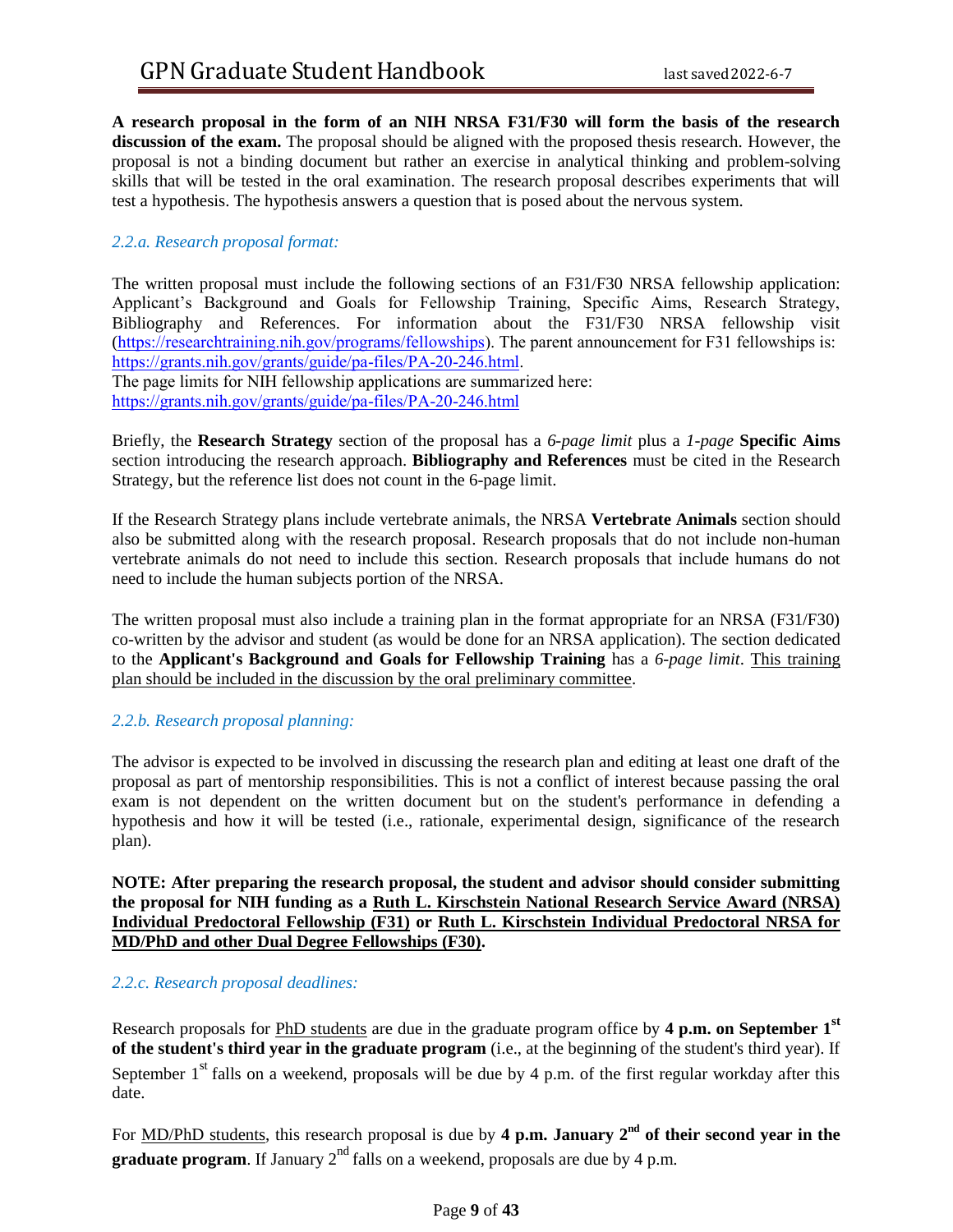**A research proposal in the form of an NIH NRSA F31/F30 will form the basis of the research discussion of the exam.** The proposal should be aligned with the proposed thesis research. However, the proposal is not a binding document but rather an exercise in analytical thinking and problem-solving skills that will be tested in the oral examination. The research proposal describes experiments that will test a hypothesis. The hypothesis answers a question that is posed about the nervous system.

### *2.2.a. Research proposal format:*

The written proposal must include the following sections of an F31/F30 NRSA fellowship application: Applicant's Background and Goals for Fellowship Training, Specific Aims, Research Strategy, Bibliography and References. For information about the F31/F30 NRSA fellowship visit (https://researchtraining.nih.gov/programs/fellowships). The parent announcement for F31 fellowships is: https://grants.nih.gov/grants/guide/pa-files/PA-20-246.html.
The page limits for NIH fellowship applications are summarized here:
https://grants.nih.gov/grants/guide/pa-files/PA-20-246.html

Briefly, the **Research Strategy** section of the proposal has a *6-page limit* plus a *1-page* **Specific Aims** section introducing the research approach. **Bibliography and References** must be cited in the Research Strategy, but the reference list does not count in the 6-page limit.

If the Research Strategy plans include vertebrate animals, the NRSA **Vertebrate Animals** section should also be submitted along with the research proposal. Research proposals that do not include non-human vertebrate animals do not need to include this section. Research proposals that include humans do not need to include the human subjects portion of the NRSA.

The written proposal must also include a training plan in the format appropriate for an NRSA (F31/F30) co-written by the advisor and student (as would be done for an NRSA application). The section dedicated to the **Applicant's Background and Goals for Fellowship Training** has a *6-page limit*. <u>This training plan should be included in the discussion by the oral preliminary committee</u>.

### *2.2.b. Research proposal planning:*

The advisor is expected to be involved in discussing the research plan and editing at least one draft of the proposal as part of mentorship responsibilities. This is not a conflict of interest because passing the oral exam is not dependent on the written document but on the student's performance in defending a hypothesis and how it will be tested (i.e., rationale, experimental design, significance of the research plan).

**NOTE: After preparing the research proposal, the student and advisor should consider submitting the proposal for NIH funding as a <u>Ruth L. Kirschstein National Research Service Award (NRSA) Individual Predoctoral Fellowship (F31)</u> or <u>Ruth L. Kirschstein Individual Predoctoral NRSA for MD/PhD and other Dual Degree Fellowships (F30)</u>.**

### *2.2.c. Research proposal deadlines:*

Research proposals for <u>PhD students</u> are due in the graduate program office by **4 p.m. on September 1st of the student's third year in the graduate program** (i.e., at the beginning of the student's third year). If September 1st falls on a weekend, proposals will be due by 4 p.m. of the first regular workday after this date.

For <u>MD/PhD students</u>, this research proposal is due by **4 p.m. January 2nd of their second year in the graduate program**. If January 2nd falls on a weekend, proposals are due by 4 p.m.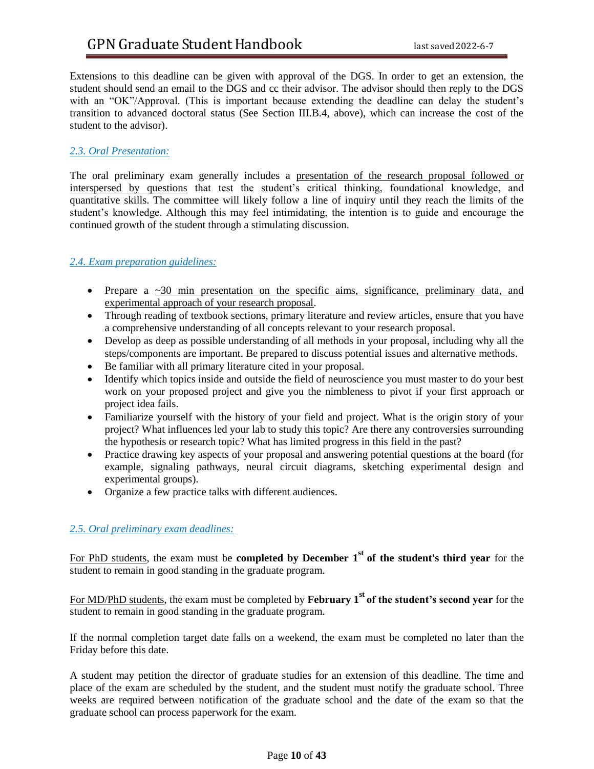Extensions to this deadline can be given with approval of the DGS. In order to get an extension, the student should send an email to the DGS and cc their advisor. The advisor should then reply to the DGS with an "OK"/Approval. (This is important because extending the deadline can delay the student's transition to advanced doctoral status (See Section III.B.4, above), which can increase the cost of the student to the advisor).

### *2.3. Oral Presentation:*

The oral preliminary exam generally includes a presentation of the research proposal followed or interspersed by questions that test the student's critical thinking, foundational knowledge, and quantitative skills. The committee will likely follow a line of inquiry until they reach the limits of the student's knowledge. Although this may feel intimidating, the intention is to guide and encourage the continued growth of the student through a stimulating discussion.

### *2.4. Exam preparation guidelines:*

- Prepare a ~30 min presentation on the specific aims, significance, preliminary data, and experimental approach of your research proposal.
- Through reading of textbook sections, primary literature and review articles, ensure that you have a comprehensive understanding of all concepts relevant to your research proposal.
- Develop as deep as possible understanding of all methods in your proposal, including why all the steps/components are important. Be prepared to discuss potential issues and alternative methods.
- Be familiar with all primary literature cited in your proposal.
- Identify which topics inside and outside the field of neuroscience you must master to do your best work on your proposed project and give you the nimbleness to pivot if your first approach or project idea fails.
- Familiarize yourself with the history of your field and project. What is the origin story of your project? What influences led your lab to study this topic? Are there any controversies surrounding the hypothesis or research topic? What has limited progress in this field in the past?
- Practice drawing key aspects of your proposal and answering potential questions at the board (for example, signaling pathways, neural circuit diagrams, sketching experimental design and experimental groups).
- Organize a few practice talks with different audiences.

### *2.5. Oral preliminary exam deadlines:*

For PhD students, the exam must be **completed by December 1st of the student's third year** for the student to remain in good standing in the graduate program.

For MD/PhD students, the exam must be completed by **February 1st of the student's second year** for the student to remain in good standing in the graduate program.

If the normal completion target date falls on a weekend, the exam must be completed no later than the Friday before this date.

A student may petition the director of graduate studies for an extension of this deadline. The time and place of the exam are scheduled by the student, and the student must notify the graduate school. Three weeks are required between notification of the graduate school and the date of the exam so that the graduate school can process paperwork for the exam.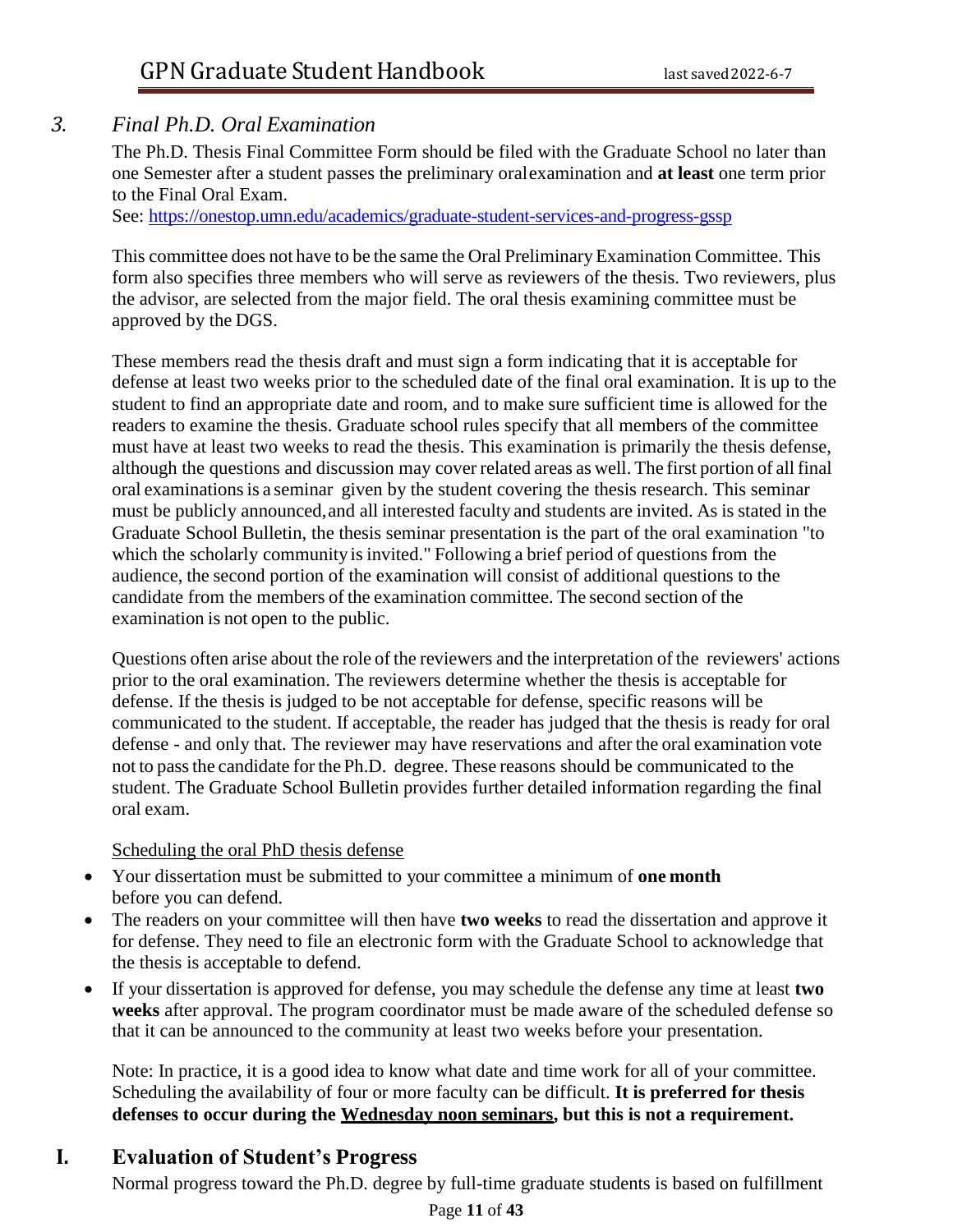### *3. Final Ph.D. Oral Examination*

The Ph.D. Thesis Final Committee Form should be filed with the Graduate School no later than one Semester after a student passes the preliminary oral examination and **at least** one term prior to the Final Oral Exam.
See: https://onestop.umn.edu/academics/graduate-student-services-and-progress-gssp

This committee does not have to be the same the Oral Preliminary Examination Committee. This form also specifies three members who will serve as reviewers of the thesis. Two reviewers, plus the advisor, are selected from the major field. The oral thesis examining committee must be approved by the DGS.

These members read the thesis draft and must sign a form indicating that it is acceptable for defense at least two weeks prior to the scheduled date of the final oral examination. It is up to the student to find an appropriate date and room, and to make sure sufficient time is allowed for the readers to examine the thesis. Graduate school rules specify that all members of the committee must have at least two weeks to read the thesis. This examination is primarily the thesis defense, although the questions and discussion may cover related areas as well. The first portion of all final oral examinations is a seminar given by the student covering the thesis research. This seminar must be publicly announced, and all interested faculty and students are invited. As is stated in the Graduate School Bulletin, the thesis seminar presentation is the part of the oral examination "to which the scholarly community is invited." Following a brief period of questions from the audience, the second portion of the examination will consist of additional questions to the candidate from the members of the examination committee. The second section of the examination is not open to the public.

Questions often arise about the role of the reviewers and the interpretation of the reviewers' actions prior to the oral examination. The reviewers determine whether the thesis is acceptable for defense. If the thesis is judged to be not acceptable for defense, specific reasons will be communicated to the student. If acceptable, the reader has judged that the thesis is ready for oral defense - and only that. The reviewer may have reservations and after the oral examination vote not to pass the candidate for the Ph.D. degree. These reasons should be communicated to the student. The Graduate School Bulletin provides further detailed information regarding the final oral exam.

Scheduling the oral PhD thesis defense

- Your dissertation must be submitted to your committee a minimum of **one month** before you can defend.
- The readers on your committee will then have **two weeks** to read the dissertation and approve it for defense. They need to file an electronic form with the Graduate School to acknowledge that the thesis is acceptable to defend.
- If your dissertation is approved for defense, you may schedule the defense any time at least **two weeks** after approval. The program coordinator must be made aware of the scheduled defense so that it can be announced to the community at least two weeks before your presentation.

Note: In practice, it is a good idea to know what date and time work for all of your committee. Scheduling the availability of four or more faculty can be difficult. **It is preferred for thesis defenses to occur during the Wednesday noon seminars, but this is not a requirement.**

## I. Evaluation of Student's Progress

Normal progress toward the Ph.D. degree by full-time graduate students is based on fulfillment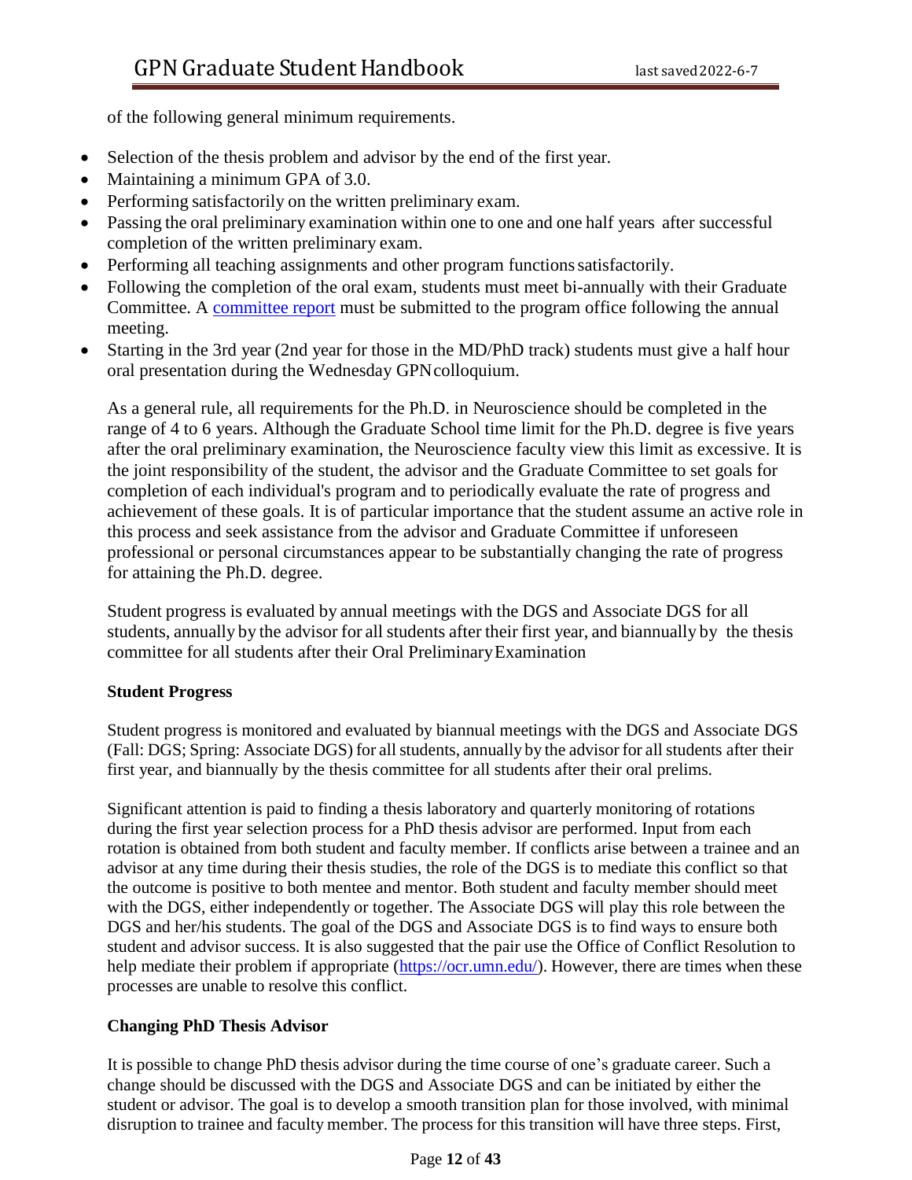of the following general minimum requirements.

- Selection of the thesis problem and advisor by the end of the first year.
- Maintaining a minimum GPA of 3.0.
- Performing satisfactorily on the written preliminary exam.
- Passing the oral preliminary examination within one to one and one half years after successful completion of the written preliminary exam.
- Performing all teaching assignments and other program functions satisfactorily.
- Following the completion of the oral exam, students must meet bi-annually with their Graduate Committee. A [committee report]() must be submitted to the program office following the annual meeting.
- Starting in the 3rd year (2nd year for those in the MD/PhD track) students must give a half hour oral presentation during the Wednesday GPN colloquium.

As a general rule, all requirements for the Ph.D. in Neuroscience should be completed in the range of 4 to 6 years. Although the Graduate School time limit for the Ph.D. degree is five years after the oral preliminary examination, the Neuroscience faculty view this limit as excessive. It is the joint responsibility of the student, the advisor and the Graduate Committee to set goals for completion of each individual's program and to periodically evaluate the rate of progress and achievement of these goals. It is of particular importance that the student assume an active role in this process and seek assistance from the advisor and Graduate Committee if unforeseen professional or personal circumstances appear to be substantially changing the rate of progress for attaining the Ph.D. degree.

Student progress is evaluated by annual meetings with the DGS and Associate DGS for all students, annually by the advisor for all students after their first year, and biannually by the thesis committee for all students after their Oral Preliminary Examination

**Student Progress**

Student progress is monitored and evaluated by biannual meetings with the DGS and Associate DGS (Fall: DGS; Spring: Associate DGS) for all students, annually by the advisor for all students after their first year, and biannually by the thesis committee for all students after their oral prelims.

Significant attention is paid to finding a thesis laboratory and quarterly monitoring of rotations during the first year selection process for a PhD thesis advisor are performed. Input from each rotation is obtained from both student and faculty member. If conflicts arise between a trainee and an advisor at any time during their thesis studies, the role of the DGS is to mediate this conflict so that the outcome is positive to both mentee and mentor. Both student and faculty member should meet with the DGS, either independently or together. The Associate DGS will play this role between the DGS and her/his students. The goal of the DGS and Associate DGS is to find ways to ensure both student and advisor success. It is also suggested that the pair use the Office of Conflict Resolution to help mediate their problem if appropriate ([https://ocr.umn.edu/](https://ocr.umn.edu/)). However, there are times when these processes are unable to resolve this conflict.

**Changing PhD Thesis Advisor**

It is possible to change PhD thesis advisor during the time course of one's graduate career. Such a change should be discussed with the DGS and Associate DGS and can be initiated by either the student or advisor. The goal is to develop a smooth transition plan for those involved, with minimal disruption to trainee and faculty member. The process for this transition will have three steps. First,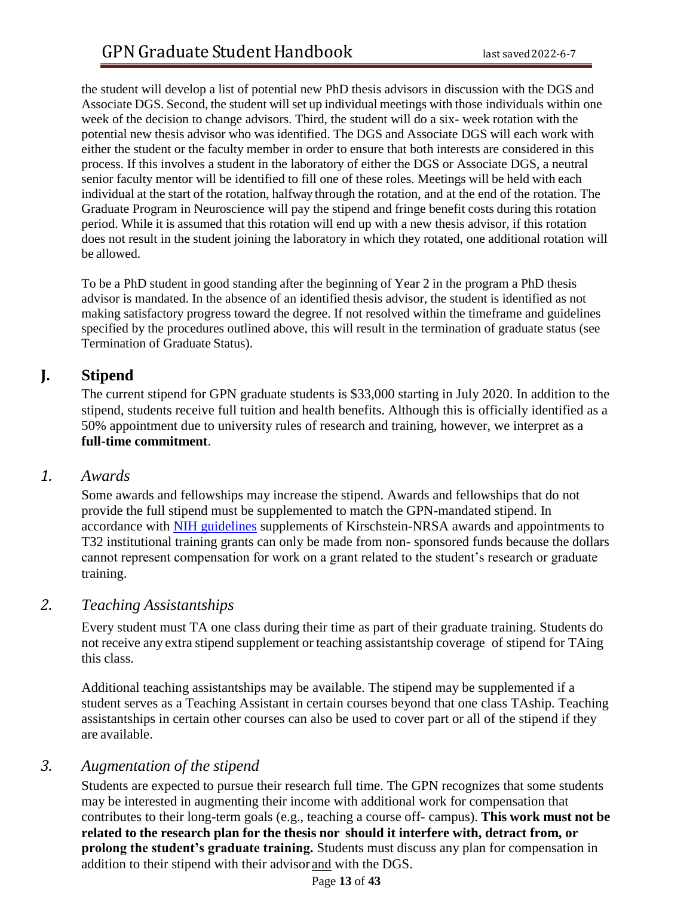the student will develop a list of potential new PhD thesis advisors in discussion with the DGS and Associate DGS. Second, the student will set up individual meetings with those individuals within one week of the decision to change advisors. Third, the student will do a six- week rotation with the potential new thesis advisor who was identified. The DGS and Associate DGS will each work with either the student or the faculty member in order to ensure that both interests are considered in this process. If this involves a student in the laboratory of either the DGS or Associate DGS, a neutral senior faculty mentor will be identified to fill one of these roles. Meetings will be held with each individual at the start of the rotation, halfway through the rotation, and at the end of the rotation. The Graduate Program in Neuroscience will pay the stipend and fringe benefit costs during this rotation period. While it is assumed that this rotation will end up with a new thesis advisor, if this rotation does not result in the student joining the laboratory in which they rotated, one additional rotation will be allowed.

To be a PhD student in good standing after the beginning of Year 2 in the program a PhD thesis advisor is mandated. In the absence of an identified thesis advisor, the student is identified as not making satisfactory progress toward the degree. If not resolved within the timeframe and guidelines specified by the procedures outlined above, this will result in the termination of graduate status (see Termination of Graduate Status).

## J. Stipend

The current stipend for GPN graduate students is $33,000 starting in July 2020. In addition to the stipend, students receive full tuition and health benefits. Although this is officially identified as a 50% appointment due to university rules of research and training, however, we interpret as a **full-time commitment**.

### *1. Awards*

Some awards and fellowships may increase the stipend. Awards and fellowships that do not provide the full stipend must be supplemented to match the GPN-mandated stipend. In accordance with NIH guidelines supplements of Kirschstein-NRSA awards and appointments to T32 institutional training grants can only be made from non- sponsored funds because the dollars cannot represent compensation for work on a grant related to the student's research or graduate training.

### *2. Teaching Assistantships*

Every student must TA one class during their time as part of their graduate training. Students do not receive any extra stipend supplement or teaching assistantship coverage of stipend for TAing this class.

Additional teaching assistantships may be available. The stipend may be supplemented if a student serves as a Teaching Assistant in certain courses beyond that one class TAship. Teaching assistantships in certain other courses can also be used to cover part or all of the stipend if they are available.

### *3. Augmentation of the stipend*

Students are expected to pursue their research full time. The GPN recognizes that some students may be interested in augmenting their income with additional work for compensation that contributes to their long-term goals (e.g., teaching a course off- campus). **This work must not be related to the research plan for the thesis nor should it interfere with, detract from, or prolong the student's graduate training.** Students must discuss any plan for compensation in addition to their stipend with their advisor and with the DGS.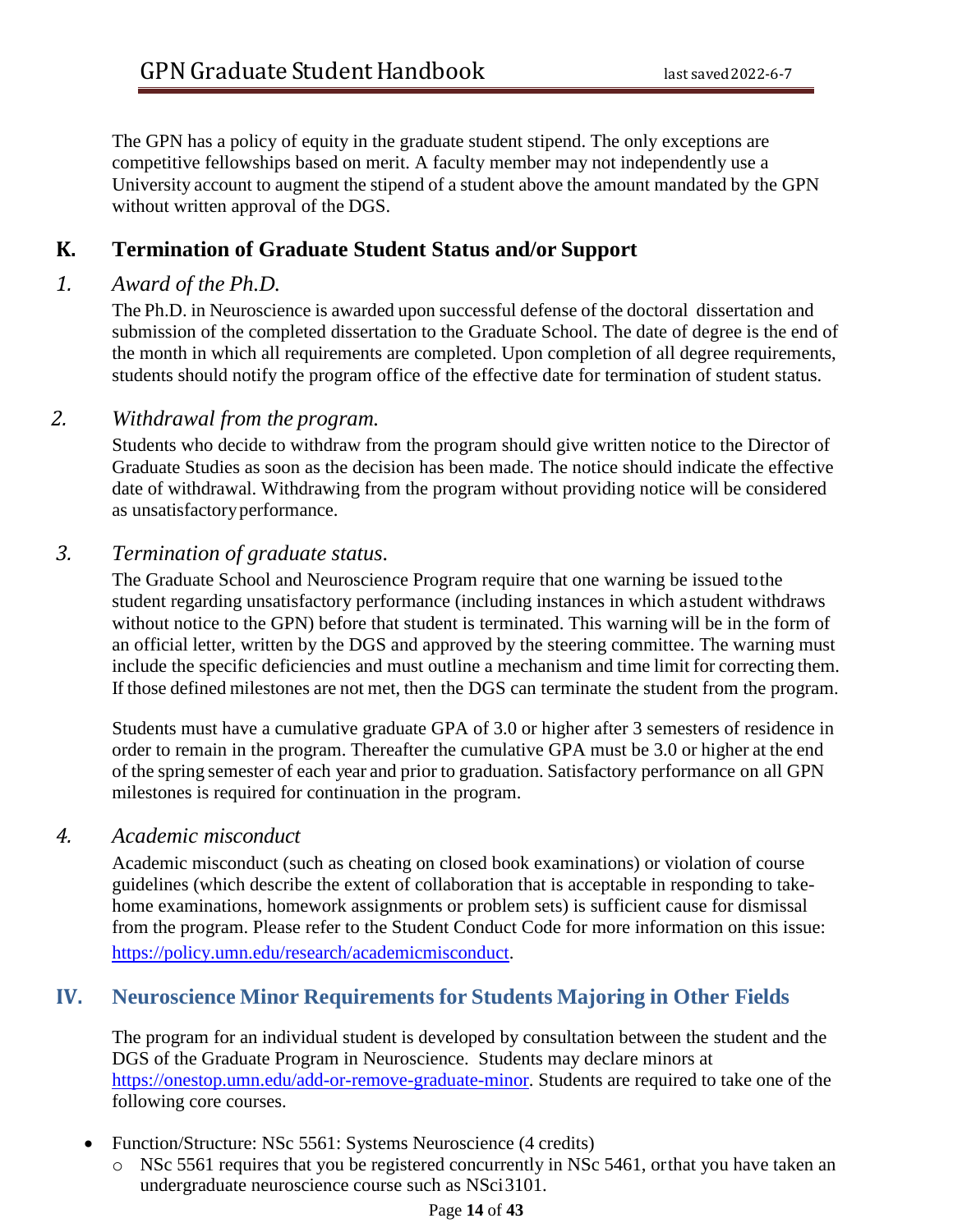The GPN has a policy of equity in the graduate student stipend. The only exceptions are competitive fellowships based on merit. A faculty member may not independently use a University account to augment the stipend of a student above the amount mandated by the GPN without written approval of the DGS.

## K. Termination of Graduate Student Status and/or Support

### *1. Award of the Ph.D.*

The Ph.D. in Neuroscience is awarded upon successful defense of the doctoral dissertation and submission of the completed dissertation to the Graduate School. The date of degree is the end of the month in which all requirements are completed. Upon completion of all degree requirements, students should notify the program office of the effective date for termination of student status.

### *2. Withdrawal from the program.*

Students who decide to withdraw from the program should give written notice to the Director of Graduate Studies as soon as the decision has been made. The notice should indicate the effective date of withdrawal. Withdrawing from the program without providing notice will be considered as unsatisfactory performance.

### *3. Termination of graduate status.*

The Graduate School and Neuroscience Program require that one warning be issued to the student regarding unsatisfactory performance (including instances in which a student withdraws without notice to the GPN) before that student is terminated. This warning will be in the form of an official letter, written by the DGS and approved by the steering committee. The warning must include the specific deficiencies and must outline a mechanism and time limit for correcting them. If those defined milestones are not met, then the DGS can terminate the student from the program.

Students must have a cumulative graduate GPA of 3.0 or higher after 3 semesters of residence in order to remain in the program. Thereafter the cumulative GPA must be 3.0 or higher at the end of the spring semester of each year and prior to graduation. Satisfactory performance on all GPN milestones is required for continuation in the program.

### *4. Academic misconduct*

Academic misconduct (such as cheating on closed book examinations) or violation of course guidelines (which describe the extent of collaboration that is acceptable in responding to take-home examinations, homework assignments or problem sets) is sufficient cause for dismissal from the program. Please refer to the Student Conduct Code for more information on this issue: https://policy.umn.edu/research/academicmisconduct.

# IV. Neuroscience Minor Requirements for Students Majoring in Other Fields

The program for an individual student is developed by consultation between the student and the DGS of the Graduate Program in Neuroscience. Students may declare minors at https://onestop.umn.edu/add-or-remove-graduate-minor. Students are required to take one of the following core courses.

- Function/Structure: NSc 5561: Systems Neuroscience (4 credits)
  - NSc 5561 requires that you be registered concurrently in NSc 5461, or that you have taken an undergraduate neuroscience course such as NSci 3101.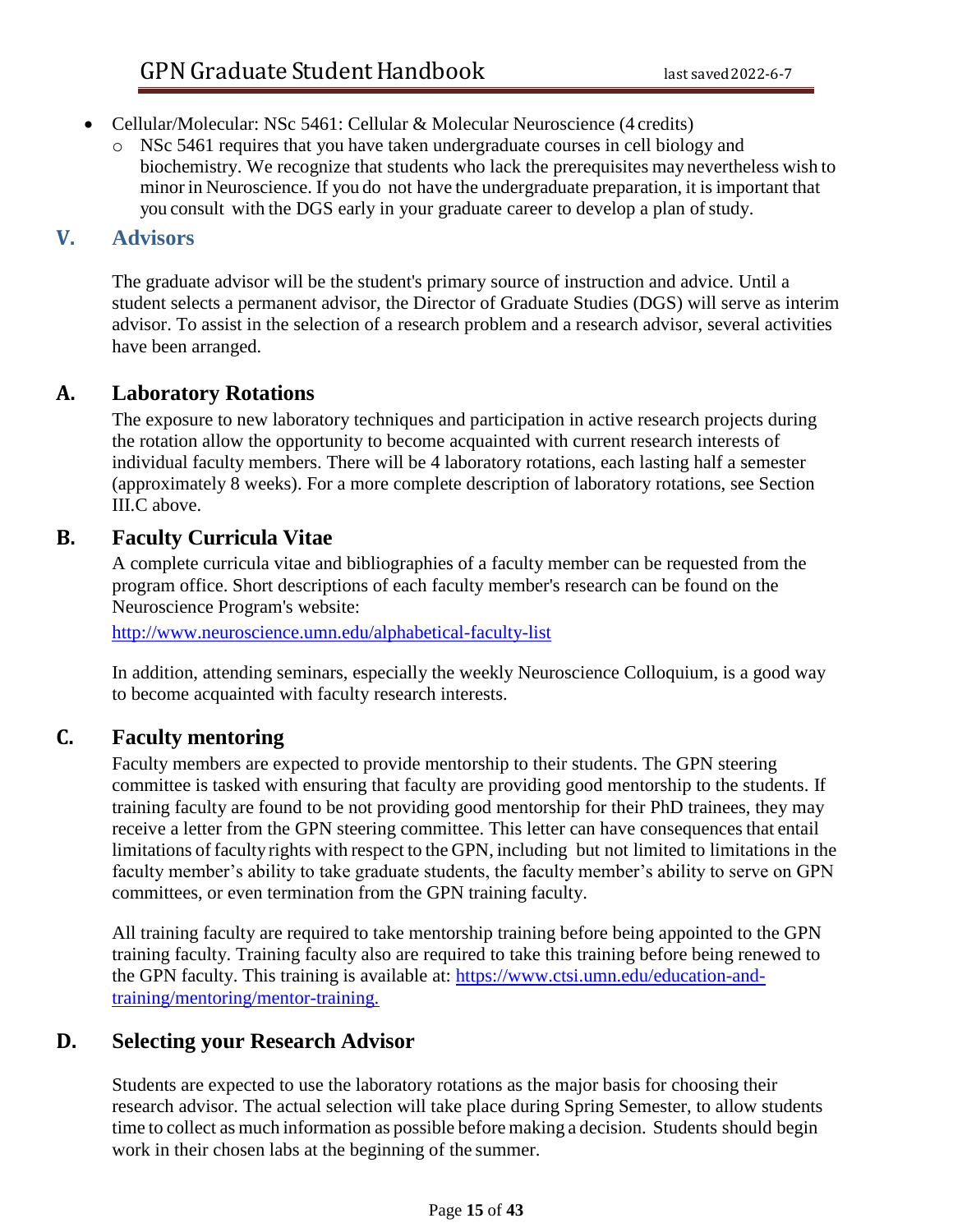- Cellular/Molecular: NSc 5461: Cellular & Molecular Neuroscience (4 credits)
  - NSc 5461 requires that you have taken undergraduate courses in cell biology and biochemistry. We recognize that students who lack the prerequisites may nevertheless wish to minor in Neuroscience. If you do not have the undergraduate preparation, it is important that you consult with the DGS early in your graduate career to develop a plan of study.

## V. Advisors

The graduate advisor will be the student's primary source of instruction and advice. Until a student selects a permanent advisor, the Director of Graduate Studies (DGS) will serve as interim advisor. To assist in the selection of a research problem and a research advisor, several activities have been arranged.

### A. Laboratory Rotations

The exposure to new laboratory techniques and participation in active research projects during the rotation allow the opportunity to become acquainted with current research interests of individual faculty members. There will be 4 laboratory rotations, each lasting half a semester (approximately 8 weeks). For a more complete description of laboratory rotations, see Section III.C above.

### B. Faculty Curricula Vitae

A complete curricula vitae and bibliographies of a faculty member can be requested from the program office. Short descriptions of each faculty member's research can be found on the Neuroscience Program's website:
http://www.neuroscience.umn.edu/alphabetical-faculty-list

In addition, attending seminars, especially the weekly Neuroscience Colloquium, is a good way to become acquainted with faculty research interests.

### C. Faculty mentoring

Faculty members are expected to provide mentorship to their students. The GPN steering committee is tasked with ensuring that faculty are providing good mentorship to the students. If training faculty are found to be not providing good mentorship for their PhD trainees, they may receive a letter from the GPN steering committee. This letter can have consequences that entail limitations of faculty rights with respect to the GPN, including but not limited to limitations in the faculty member's ability to take graduate students, the faculty member's ability to serve on GPN committees, or even termination from the GPN training faculty.

All training faculty are required to take mentorship training before being appointed to the GPN training faculty. Training faculty also are required to take this training before being renewed to the GPN faculty. This training is available at: https://www.ctsi.umn.edu/education-and-training/mentoring/mentor-training.

### D. Selecting your Research Advisor

Students are expected to use the laboratory rotations as the major basis for choosing their research advisor. The actual selection will take place during Spring Semester, to allow students time to collect as much information as possible before making a decision. Students should begin work in their chosen labs at the beginning of the summer.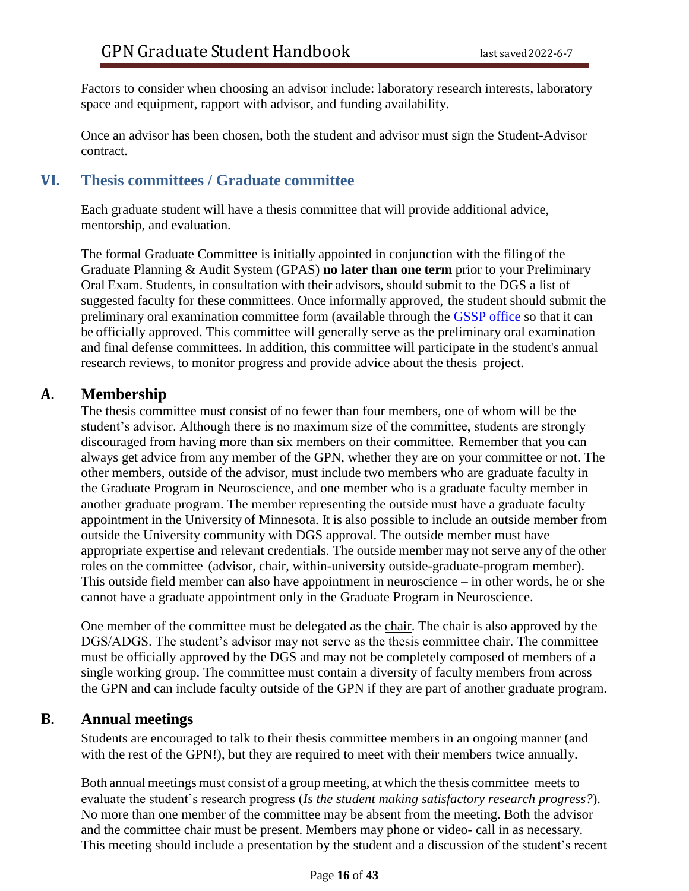Factors to consider when choosing an advisor include: laboratory research interests, laboratory space and equipment, rapport with advisor, and funding availability.

Once an advisor has been chosen, both the student and advisor must sign the Student-Advisor contract.

## VI. Thesis committees / Graduate committee

Each graduate student will have a thesis committee that will provide additional advice, mentorship, and evaluation.

The formal Graduate Committee is initially appointed in conjunction with the filing of the Graduate Planning & Audit System (GPAS) **no later than one term** prior to your Preliminary Oral Exam. Students, in consultation with their advisors, should submit to the DGS a list of suggested faculty for these committees. Once informally approved, the student should submit the preliminary oral examination committee form (available through the [GSSP office](GSSP office) so that it can be officially approved. This committee will generally serve as the preliminary oral examination and final defense committees. In addition, this committee will participate in the student's annual research reviews, to monitor progress and provide advice about the thesis project.

### A. Membership

The thesis committee must consist of no fewer than four members, one of whom will be the student's advisor. Although there is no maximum size of the committee, students are strongly discouraged from having more than six members on their committee. Remember that you can always get advice from any member of the GPN, whether they are on your committee or not. The other members, outside of the advisor, must include two members who are graduate faculty in the Graduate Program in Neuroscience, and one member who is a graduate faculty member in another graduate program. The member representing the outside must have a graduate faculty appointment in the University of Minnesota. It is also possible to include an outside member from outside the University community with DGS approval. The outside member must have appropriate expertise and relevant credentials. The outside member may not serve any of the other roles on the committee (advisor, chair, within-university outside-graduate-program member). This outside field member can also have appointment in neuroscience – in other words, he or she cannot have a graduate appointment only in the Graduate Program in Neuroscience.

One member of the committee must be delegated as the chair. The chair is also approved by the DGS/ADGS. The student's advisor may not serve as the thesis committee chair. The committee must be officially approved by the DGS and may not be completely composed of members of a single working group. The committee must contain a diversity of faculty members from across the GPN and can include faculty outside of the GPN if they are part of another graduate program.

### B. Annual meetings

Students are encouraged to talk to their thesis committee members in an ongoing manner (and with the rest of the GPN!), but they are required to meet with their members twice annually.

Both annual meetings must consist of a group meeting, at which the thesis committee meets to evaluate the student's research progress (*Is the student making satisfactory research progress?*). No more than one member of the committee may be absent from the meeting. Both the advisor and the committee chair must be present. Members may phone or video- call in as necessary. This meeting should include a presentation by the student and a discussion of the student's recent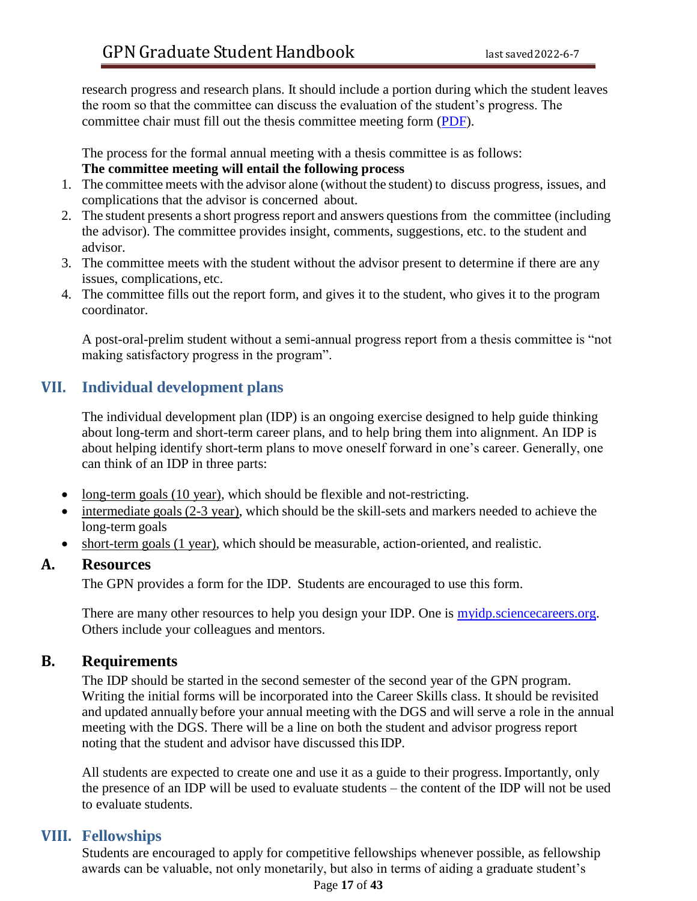research progress and research plans. It should include a portion during which the student leaves the room so that the committee can discuss the evaluation of the student's progress. The committee chair must fill out the thesis committee meeting form (PDF).

The process for the formal annual meeting with a thesis committee is as follows:
**The committee meeting will entail the following process**

1. The committee meets with the advisor alone (without the student) to discuss progress, issues, and complications that the advisor is concerned about.
2. The student presents a short progress report and answers questions from the committee (including the advisor). The committee provides insight, comments, suggestions, etc. to the student and advisor.
3. The committee meets with the student without the advisor present to determine if there are any issues, complications, etc.
4. The committee fills out the report form, and gives it to the student, who gives it to the program coordinator.

A post-oral-prelim student without a semi-annual progress report from a thesis committee is "not making satisfactory progress in the program".

## VII. Individual development plans

The individual development plan (IDP) is an ongoing exercise designed to help guide thinking about long-term and short-term career plans, and to help bring them into alignment. An IDP is about helping identify short-term plans to move oneself forward in one's career. Generally, one can think of an IDP in three parts:

- long-term goals (10 year), which should be flexible and not-restricting.
- intermediate goals (2-3 year), which should be the skill-sets and markers needed to achieve the long-term goals
- short-term goals (1 year), which should be measurable, action-oriented, and realistic.

### A. Resources

The GPN provides a form for the IDP. Students are encouraged to use this form.

There are many other resources to help you design your IDP. One is myidp.sciencecareers.org. Others include your colleagues and mentors.

### B. Requirements

The IDP should be started in the second semester of the second year of the GPN program. Writing the initial forms will be incorporated into the Career Skills class. It should be revisited and updated annually before your annual meeting with the DGS and will serve a role in the annual meeting with the DGS. There will be a line on both the student and advisor progress report noting that the student and advisor have discussed this IDP.

All students are expected to create one and use it as a guide to their progress. Importantly, only the presence of an IDP will be used to evaluate students – the content of the IDP will not be used to evaluate students.

## VIII. Fellowships

Students are encouraged to apply for competitive fellowships whenever possible, as fellowship awards can be valuable, not only monetarily, but also in terms of aiding a graduate student's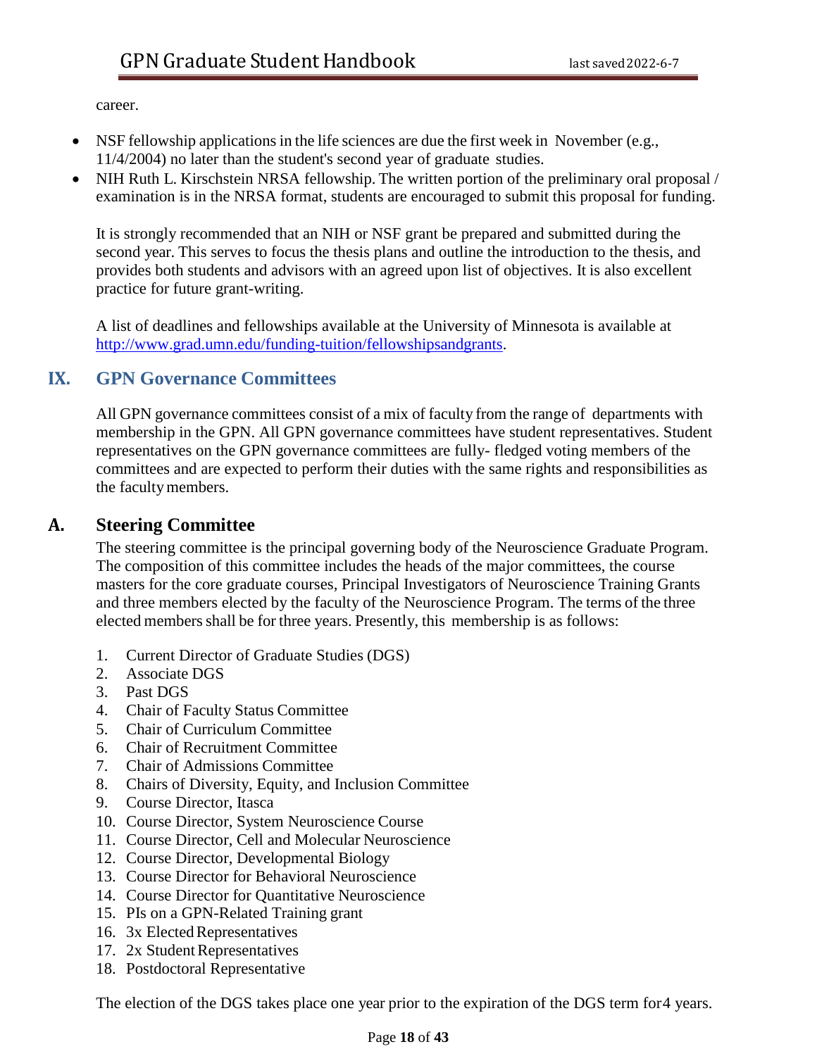career.

- NSF fellowship applications in the life sciences are due the first week in November (e.g., 11/4/2004) no later than the student's second year of graduate studies.
- NIH Ruth L. Kirschstein NRSA fellowship. The written portion of the preliminary oral proposal / examination is in the NRSA format, students are encouraged to submit this proposal for funding.

It is strongly recommended that an NIH or NSF grant be prepared and submitted during the second year. This serves to focus the thesis plans and outline the introduction to the thesis, and provides both students and advisors with an agreed upon list of objectives. It is also excellent practice for future grant-writing.

A list of deadlines and fellowships available at the University of Minnesota is available at http://www.grad.umn.edu/funding-tuition/fellowshipsandgrants.

## IX. GPN Governance Committees

All GPN governance committees consist of a mix of faculty from the range of departments with membership in the GPN. All GPN governance committees have student representatives. Student representatives on the GPN governance committees are fully- fledged voting members of the committees and are expected to perform their duties with the same rights and responsibilities as the faculty members.

### A. Steering Committee

The steering committee is the principal governing body of the Neuroscience Graduate Program. The composition of this committee includes the heads of the major committees, the course masters for the core graduate courses, Principal Investigators of Neuroscience Training Grants and three members elected by the faculty of the Neuroscience Program. The terms of the three elected members shall be for three years. Presently, this membership is as follows:

1. Current Director of Graduate Studies (DGS)
2. Associate DGS
3. Past DGS
4. Chair of Faculty Status Committee
5. Chair of Curriculum Committee
6. Chair of Recruitment Committee
7. Chair of Admissions Committee
8. Chairs of Diversity, Equity, and Inclusion Committee
9. Course Director, Itasca
10. Course Director, System Neuroscience Course
11. Course Director, Cell and Molecular Neuroscience
12. Course Director, Developmental Biology
13. Course Director for Behavioral Neuroscience
14. Course Director for Quantitative Neuroscience
15. PIs on a GPN-Related Training grant
16. 3x Elected Representatives
17. 2x Student Representatives
18. Postdoctoral Representative

The election of the DGS takes place one year prior to the expiration of the DGS term for 4 years.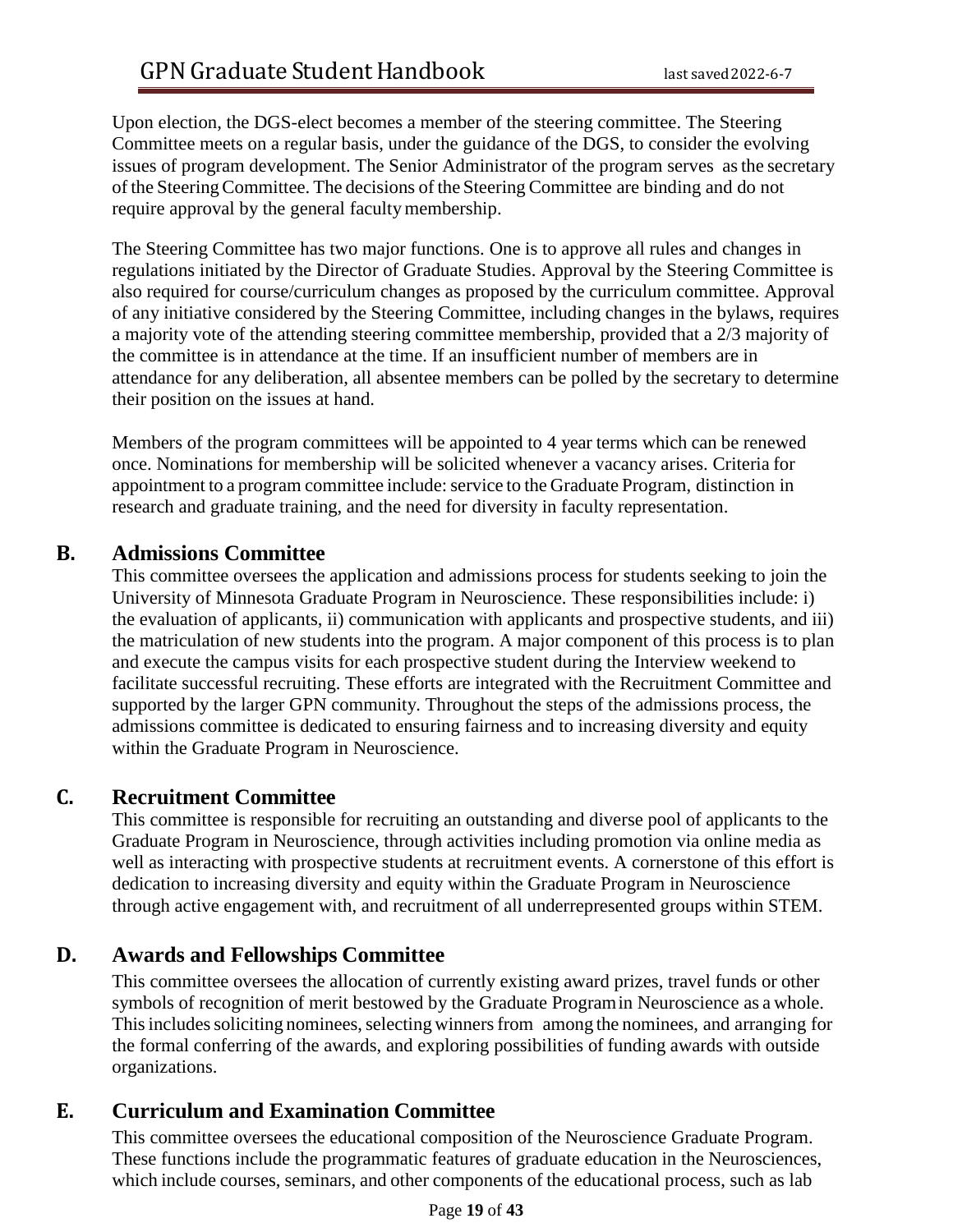Upon election, the DGS-elect becomes a member of the steering committee. The Steering Committee meets on a regular basis, under the guidance of the DGS, to consider the evolving issues of program development. The Senior Administrator of the program serves as the secretary of the Steering Committee. The decisions of the Steering Committee are binding and do not require approval by the general faculty membership.

The Steering Committee has two major functions. One is to approve all rules and changes in regulations initiated by the Director of Graduate Studies. Approval by the Steering Committee is also required for course/curriculum changes as proposed by the curriculum committee. Approval of any initiative considered by the Steering Committee, including changes in the bylaws, requires a majority vote of the attending steering committee membership, provided that a 2/3 majority of the committee is in attendance at the time. If an insufficient number of members are in attendance for any deliberation, all absentee members can be polled by the secretary to determine their position on the issues at hand.

Members of the program committees will be appointed to 4 year terms which can be renewed once. Nominations for membership will be solicited whenever a vacancy arises. Criteria for appointment to a program committee include: service to the Graduate Program, distinction in research and graduate training, and the need for diversity in faculty representation.

## B. Admissions Committee

This committee oversees the application and admissions process for students seeking to join the University of Minnesota Graduate Program in Neuroscience. These responsibilities include: i) the evaluation of applicants, ii) communication with applicants and prospective students, and iii) the matriculation of new students into the program. A major component of this process is to plan and execute the campus visits for each prospective student during the Interview weekend to facilitate successful recruiting. These efforts are integrated with the Recruitment Committee and supported by the larger GPN community. Throughout the steps of the admissions process, the admissions committee is dedicated to ensuring fairness and to increasing diversity and equity within the Graduate Program in Neuroscience.

## C. Recruitment Committee

This committee is responsible for recruiting an outstanding and diverse pool of applicants to the Graduate Program in Neuroscience, through activities including promotion via online media as well as interacting with prospective students at recruitment events. A cornerstone of this effort is dedication to increasing diversity and equity within the Graduate Program in Neuroscience through active engagement with, and recruitment of all underrepresented groups within STEM.

## D. Awards and Fellowships Committee

This committee oversees the allocation of currently existing award prizes, travel funds or other symbols of recognition of merit bestowed by the Graduate Program in Neuroscience as a whole. This includes soliciting nominees, selecting winners from among the nominees, and arranging for the formal conferring of the awards, and exploring possibilities of funding awards with outside organizations.

## E. Curriculum and Examination Committee

This committee oversees the educational composition of the Neuroscience Graduate Program. These functions include the programmatic features of graduate education in the Neurosciences, which include courses, seminars, and other components of the educational process, such as lab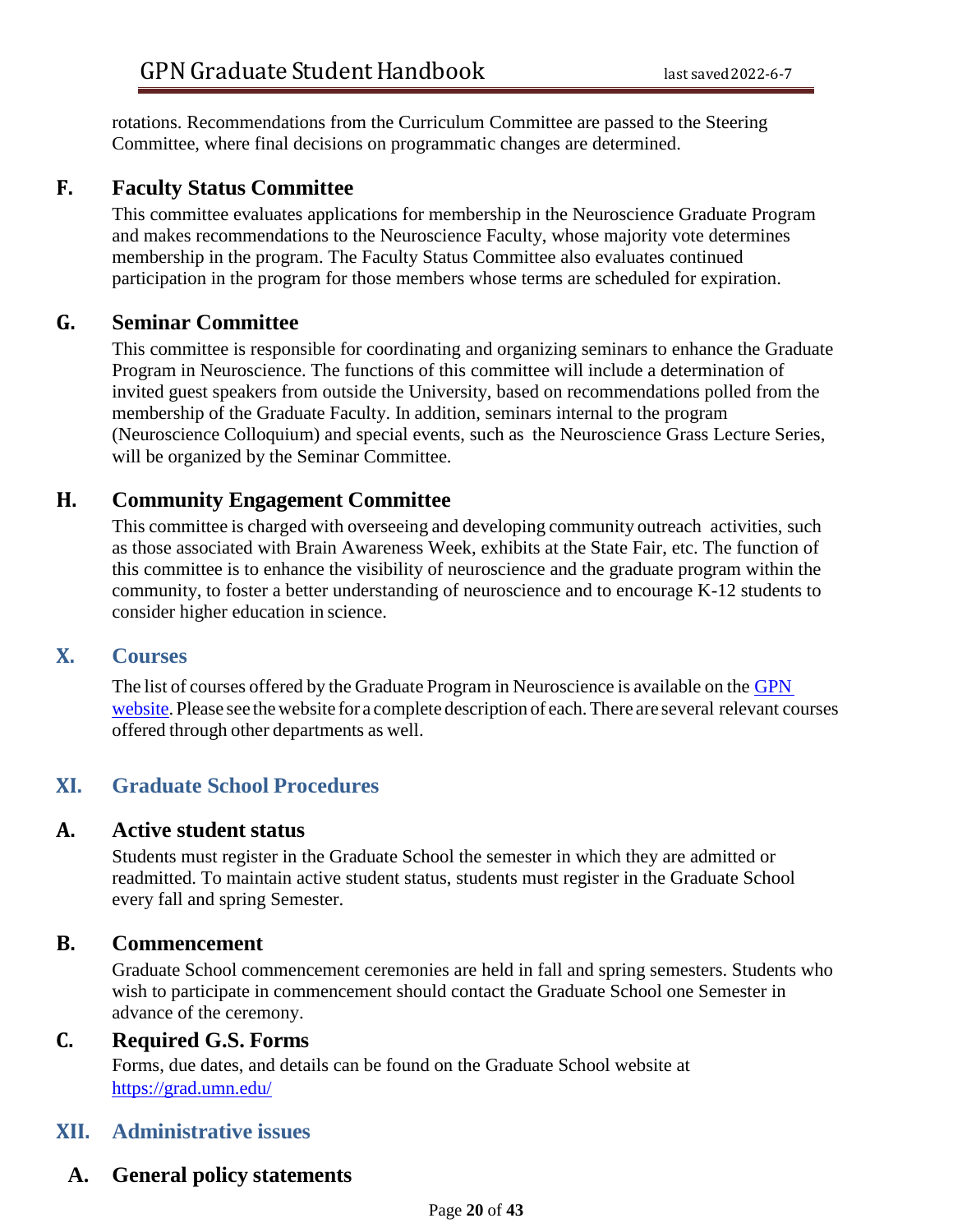rotations. Recommendations from the Curriculum Committee are passed to the Steering Committee, where final decisions on programmatic changes are determined.

### F. Faculty Status Committee

This committee evaluates applications for membership in the Neuroscience Graduate Program and makes recommendations to the Neuroscience Faculty, whose majority vote determines membership in the program. The Faculty Status Committee also evaluates continued participation in the program for those members whose terms are scheduled for expiration.

### G. Seminar Committee

This committee is responsible for coordinating and organizing seminars to enhance the Graduate Program in Neuroscience. The functions of this committee will include a determination of invited guest speakers from outside the University, based on recommendations polled from the membership of the Graduate Faculty. In addition, seminars internal to the program (Neuroscience Colloquium) and special events, such as the Neuroscience Grass Lecture Series, will be organized by the Seminar Committee.

### H. Community Engagement Committee

This committee is charged with overseeing and developing community outreach activities, such as those associated with Brain Awareness Week, exhibits at the State Fair, etc. The function of this committee is to enhance the visibility of neuroscience and the graduate program within the community, to foster a better understanding of neuroscience and to encourage K-12 students to consider higher education in science.

## X. Courses

The list of courses offered by the Graduate Program in Neuroscience is available on the [GPN website](). Please see the website for a complete description of each. There are several relevant courses offered through other departments as well.

## XI. Graduate School Procedures

### A. Active student status

Students must register in the Graduate School the semester in which they are admitted or readmitted. To maintain active student status, students must register in the Graduate School every fall and spring Semester.

### B. Commencement

Graduate School commencement ceremonies are held in fall and spring semesters. Students who wish to participate in commencement should contact the Graduate School one Semester in advance of the ceremony.

### C. Required G.S. Forms

Forms, due dates, and details can be found on the Graduate School website at [https://grad.umn.edu/](https://grad.umn.edu/)

## XII. Administrative issues

### A. General policy statements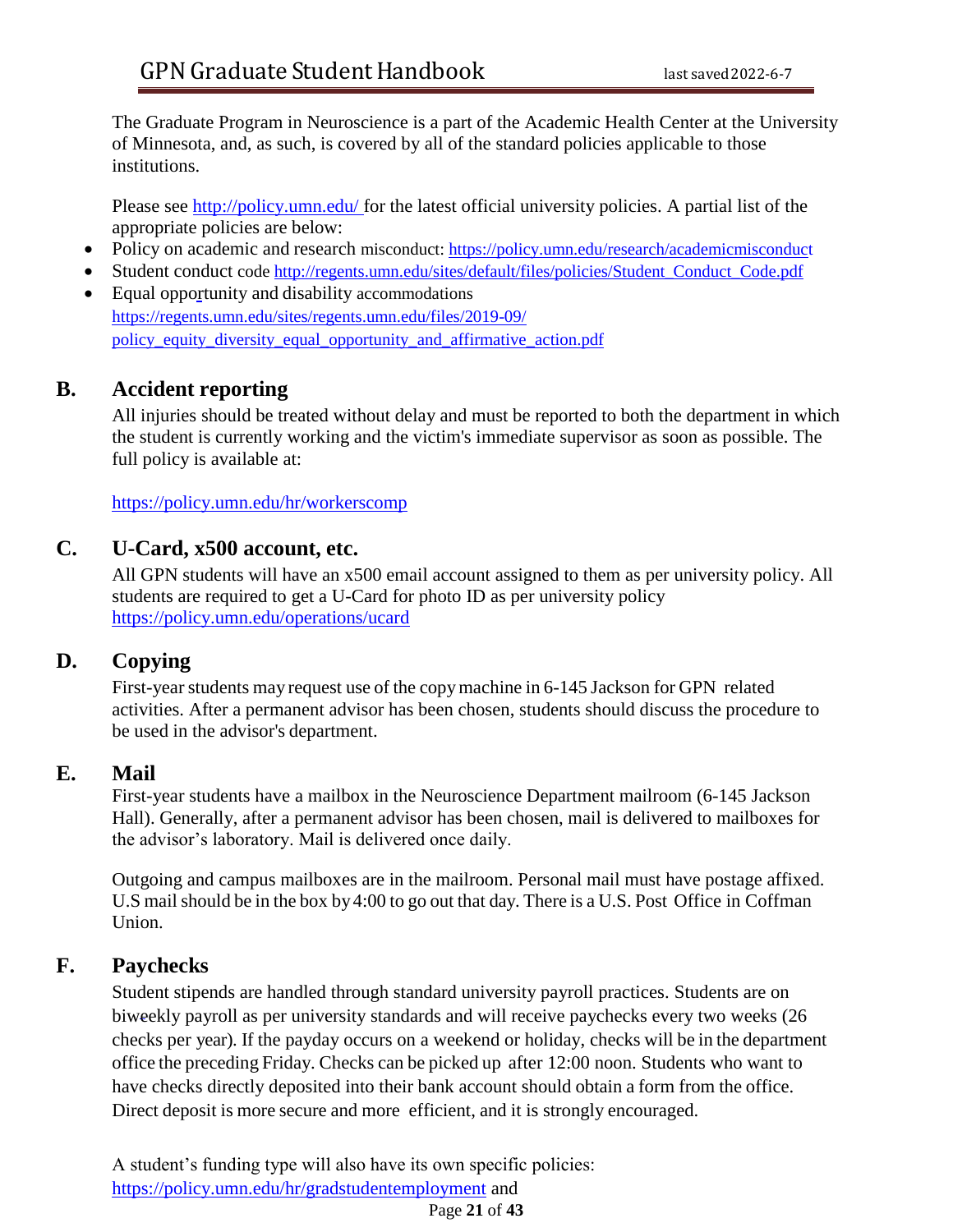The Graduate Program in Neuroscience is a part of the Academic Health Center at the University of Minnesota, and, as such, is covered by all of the standard policies applicable to those institutions.

Please see http://policy.umn.edu/ for the latest official university policies. A partial list of the appropriate policies are below:

- Policy on academic and research misconduct: https://policy.umn.edu/research/academicmisconduct
- Student conduct code http://regents.umn.edu/sites/default/files/policies/Student_Conduct_Code.pdf
- Equal opportunity and disability accommodations https://regents.umn.edu/sites/regents.umn.edu/files/2019-09/policy_equity_diversity_equal_opportunity_and_affirmative_action.pdf

## B. Accident reporting

All injuries should be treated without delay and must be reported to both the department in which the student is currently working and the victim's immediate supervisor as soon as possible. The full policy is available at:

https://policy.umn.edu/hr/workerscomp

## C. U-Card, x500 account, etc.

All GPN students will have an x500 email account assigned to them as per university policy. All students are required to get a U-Card for photo ID as per university policy https://policy.umn.edu/operations/ucard

## D. Copying

First-year students may request use of the copy machine in 6-145 Jackson for GPN related activities. After a permanent advisor has been chosen, students should discuss the procedure to be used in the advisor's department.

## E. Mail

First-year students have a mailbox in the Neuroscience Department mailroom (6-145 Jackson Hall). Generally, after a permanent advisor has been chosen, mail is delivered to mailboxes for the advisor's laboratory. Mail is delivered once daily.

Outgoing and campus mailboxes are in the mailroom. Personal mail must have postage affixed. U.S mail should be in the box by 4:00 to go out that day. There is a U.S. Post Office in Coffman Union.

## F. Paychecks

Student stipends are handled through standard university payroll practices. Students are on biweekly payroll as per university standards and will receive paychecks every two weeks (26 checks per year). If the payday occurs on a weekend or holiday, checks will be in the department office the preceding Friday. Checks can be picked up after 12:00 noon. Students who want to have checks directly deposited into their bank account should obtain a form from the office. Direct deposit is more secure and more efficient, and it is strongly encouraged.

A student's funding type will also have its own specific policies: https://policy.umn.edu/hr/gradstudentemployment and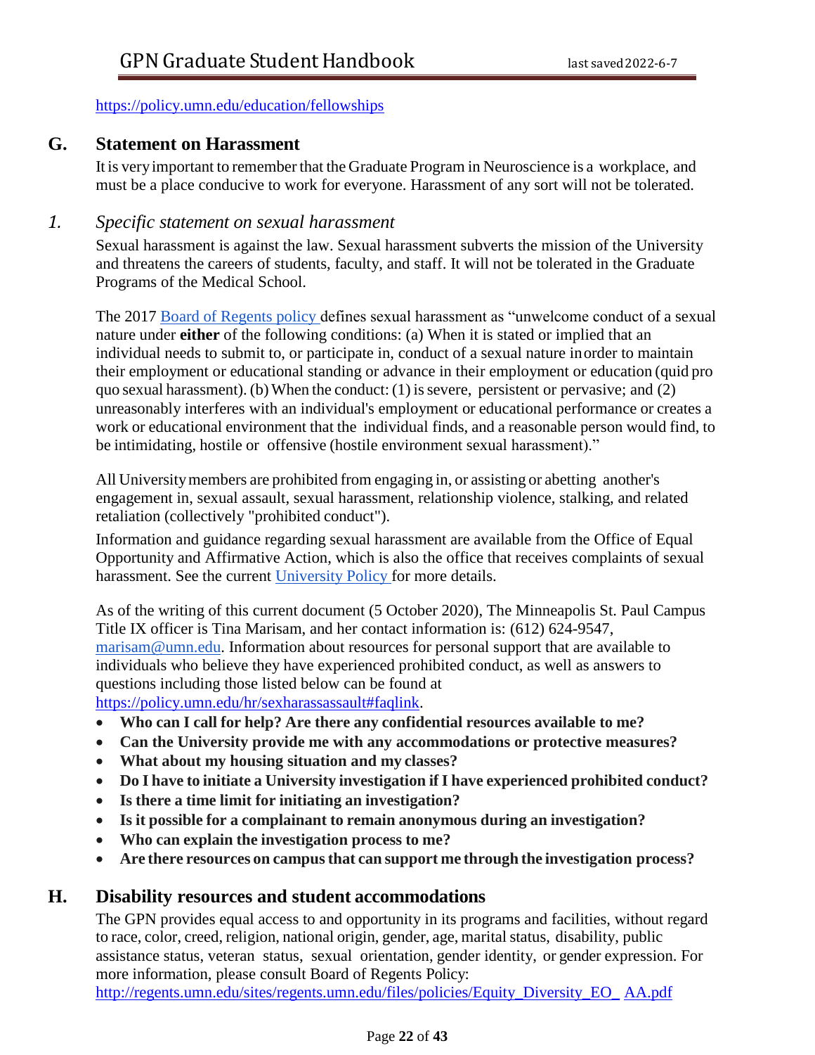https://policy.umn.edu/education/fellowships

## G. Statement on Harassment

It is very important to remember that the Graduate Program in Neuroscience is a workplace, and must be a place conducive to work for everyone. Harassment of any sort will not be tolerated.

### *1. Specific statement on sexual harassment*

Sexual harassment is against the law. Sexual harassment subverts the mission of the University and threatens the careers of students, faculty, and staff. It will not be tolerated in the Graduate Programs of the Medical School.

The 2017 Board of Regents policy defines sexual harassment as "unwelcome conduct of a sexual nature under **either** of the following conditions: (a) When it is stated or implied that an individual needs to submit to, or participate in, conduct of a sexual nature in order to maintain their employment or educational standing or advance in their employment or education (quid pro quo sexual harassment). (b) When the conduct: (1) is severe, persistent or pervasive; and (2) unreasonably interferes with an individual's employment or educational performance or creates a work or educational environment that the individual finds, and a reasonable person would find, to be intimidating, hostile or offensive (hostile environment sexual harassment)."

All University members are prohibited from engaging in, or assisting or abetting another's engagement in, sexual assault, sexual harassment, relationship violence, stalking, and related retaliation (collectively "prohibited conduct").

Information and guidance regarding sexual harassment are available from the Office of Equal Opportunity and Affirmative Action, which is also the office that receives complaints of sexual harassment. See the current University Policy for more details.

As of the writing of this current document (5 October 2020), The Minneapolis St. Paul Campus Title IX officer is Tina Marisam, and her contact information is: (612) 624-9547, marisam@umn.edu. Information about resources for personal support that are available to individuals who believe they have experienced prohibited conduct, as well as answers to questions including those listed below can be found at https://policy.umn.edu/hr/sexharassassault#faqlink.

- **Who can I call for help? Are there any confidential resources available to me?**
- **Can the University provide me with any accommodations or protective measures?**
- **What about my housing situation and my classes?**
- **Do I have to initiate a University investigation if I have experienced prohibited conduct?**
- **Is there a time limit for initiating an investigation?**
- **Is it possible for a complainant to remain anonymous during an investigation?**
- **Who can explain the investigation process to me?**
- **Are there resources on campus that can support me through the investigation process?**

## H. Disability resources and student accommodations

The GPN provides equal access to and opportunity in its programs and facilities, without regard to race, color, creed, religion, national origin, gender, age, marital status, disability, public assistance status, veteran status, sexual orientation, gender identity, or gender expression. For more information, please consult Board of Regents Policy: http://regents.umn.edu/sites/regents.umn.edu/files/policies/Equity_Diversity_EO_ AA.pdf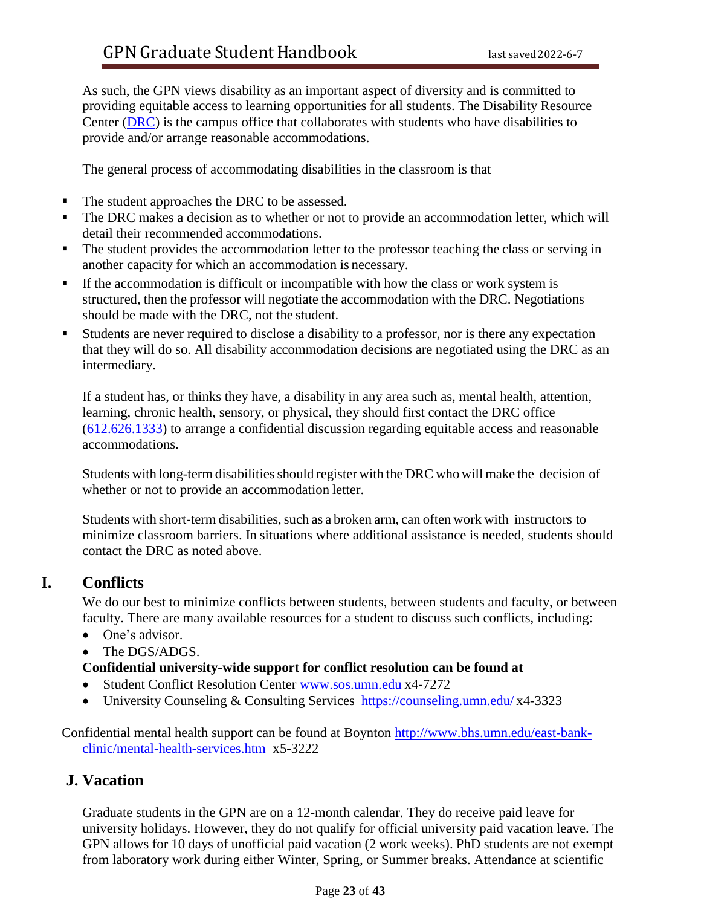As such, the GPN views disability as an important aspect of diversity and is committed to providing equitable access to learning opportunities for all students. The Disability Resource Center ([DRC]) is the campus office that collaborates with students who have disabilities to provide and/or arrange reasonable accommodations.

The general process of accommodating disabilities in the classroom is that

- The student approaches the DRC to be assessed.
- The DRC makes a decision as to whether or not to provide an accommodation letter, which will detail their recommended accommodations.
- The student provides the accommodation letter to the professor teaching the class or serving in another capacity for which an accommodation is necessary.
- If the accommodation is difficult or incompatible with how the class or work system is structured, then the professor will negotiate the accommodation with the DRC. Negotiations should be made with the DRC, not the student.
- Students are never required to disclose a disability to a professor, nor is there any expectation that they will do so. All disability accommodation decisions are negotiated using the DRC as an intermediary.

If a student has, or thinks they have, a disability in any area such as, mental health, attention, learning, chronic health, sensory, or physical, they should first contact the DRC office (612.626.1333) to arrange a confidential discussion regarding equitable access and reasonable accommodations.

Students with long-term disabilities should register with the DRC who will make the decision of whether or not to provide an accommodation letter.

Students with short-term disabilities, such as a broken arm, can often work with instructors to minimize classroom barriers. In situations where additional assistance is needed, students should contact the DRC as noted above.

## I. Conflicts

We do our best to minimize conflicts between students, between students and faculty, or between faculty. There are many available resources for a student to discuss such conflicts, including:

- One's advisor.
- The DGS/ADGS.

**Confidential university-wide support for conflict resolution can be found at**

- Student Conflict Resolution Center www.sos.umn.edu x4-7272
- University Counseling & Consulting Services https://counseling.umn.edu/ x4-3323

Confidential mental health support can be found at Boynton http://www.bhs.umn.edu/east-bank-clinic/mental-health-services.htm x5-3222

## J. Vacation

Graduate students in the GPN are on a 12-month calendar. They do receive paid leave for university holidays. However, they do not qualify for official university paid vacation leave. The GPN allows for 10 days of unofficial paid vacation (2 work weeks). PhD students are not exempt from laboratory work during either Winter, Spring, or Summer breaks. Attendance at scientific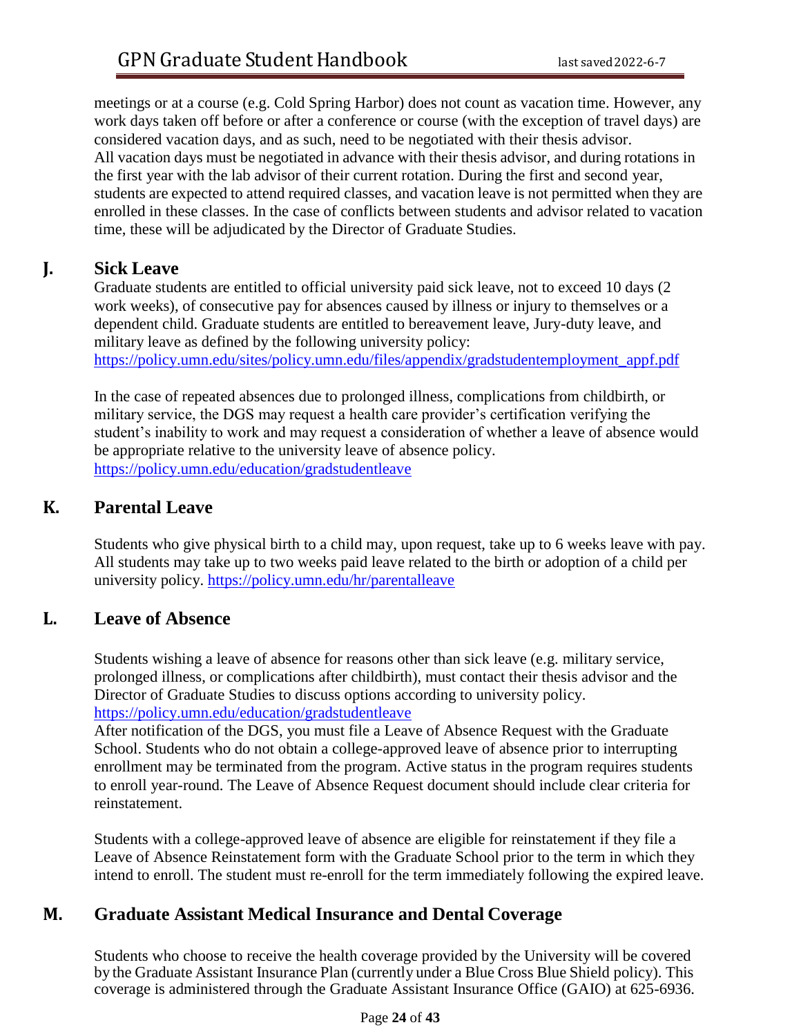meetings or at a course (e.g. Cold Spring Harbor) does not count as vacation time. However, any work days taken off before or after a conference or course (with the exception of travel days) are considered vacation days, and as such, need to be negotiated with their thesis advisor. All vacation days must be negotiated in advance with their thesis advisor, and during rotations in the first year with the lab advisor of their current rotation. During the first and second year, students are expected to attend required classes, and vacation leave is not permitted when they are enrolled in these classes. In the case of conflicts between students and advisor related to vacation time, these will be adjudicated by the Director of Graduate Studies.

## J. Sick Leave

Graduate students are entitled to official university paid sick leave, not to exceed 10 days (2 work weeks), of consecutive pay for absences caused by illness or injury to themselves or a dependent child. Graduate students are entitled to bereavement leave, Jury-duty leave, and military leave as defined by the following university policy:
https://policy.umn.edu/sites/policy.umn.edu/files/appendix/gradstudentemployment_appf.pdf

In the case of repeated absences due to prolonged illness, complications from childbirth, or military service, the DGS may request a health care provider's certification verifying the student's inability to work and may request a consideration of whether a leave of absence would be appropriate relative to the university leave of absence policy.
https://policy.umn.edu/education/gradstudentleave

## K. Parental Leave

Students who give physical birth to a child may, upon request, take up to 6 weeks leave with pay. All students may take up to two weeks paid leave related to the birth or adoption of a child per university policy. https://policy.umn.edu/hr/parentalleave

## L. Leave of Absence

Students wishing a leave of absence for reasons other than sick leave (e.g. military service, prolonged illness, or complications after childbirth), must contact their thesis advisor and the Director of Graduate Studies to discuss options according to university policy.
https://policy.umn.edu/education/gradstudentleave
After notification of the DGS, you must file a Leave of Absence Request with the Graduate School. Students who do not obtain a college-approved leave of absence prior to interrupting enrollment may be terminated from the program. Active status in the program requires students to enroll year-round. The Leave of Absence Request document should include clear criteria for reinstatement.

Students with a college-approved leave of absence are eligible for reinstatement if they file a Leave of Absence Reinstatement form with the Graduate School prior to the term in which they intend to enroll. The student must re-enroll for the term immediately following the expired leave.

## M. Graduate Assistant Medical Insurance and Dental Coverage

Students who choose to receive the health coverage provided by the University will be covered by the Graduate Assistant Insurance Plan (currently under a Blue Cross Blue Shield policy). This coverage is administered through the Graduate Assistant Insurance Office (GAIO) at 625-6936.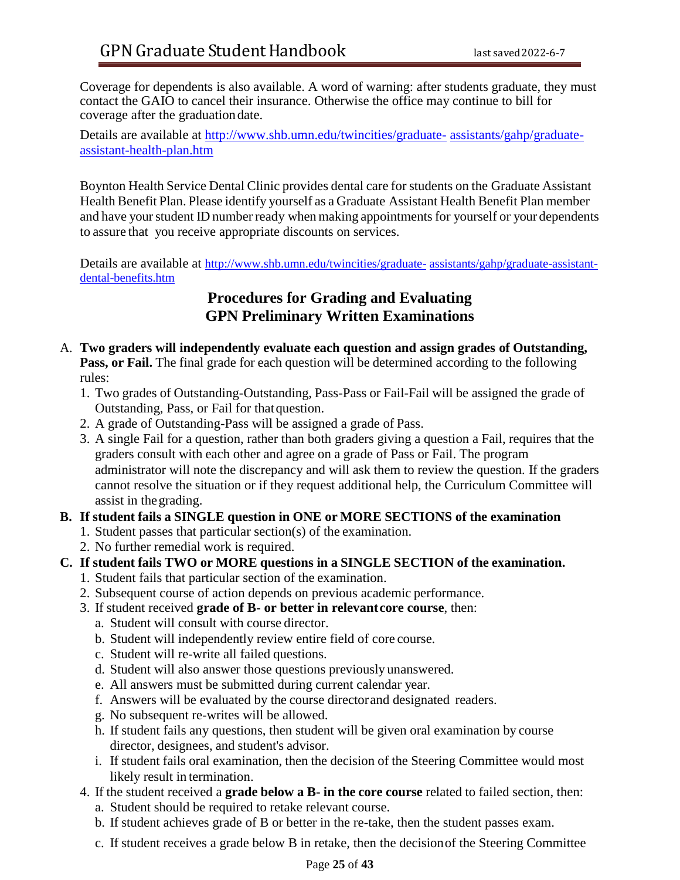Coverage for dependents is also available. A word of warning: after students graduate, they must contact the GAIO to cancel their insurance. Otherwise the office may continue to bill for coverage after the graduation date.

Details are available at [http://www.shb.umn.edu/twincities/graduate- assistants/gahp/graduate-assistant-health-plan.htm](http://www.shb.umn.edu/twincities/graduate-assistants/gahp/graduate-assistant-health-plan.htm)

Boynton Health Service Dental Clinic provides dental care for students on the Graduate Assistant Health Benefit Plan. Please identify yourself as a Graduate Assistant Health Benefit Plan member and have your student ID number ready when making appointments for yourself or your dependents to assure that you receive appropriate discounts on services.

Details are available at [http://www.shb.umn.edu/twincities/graduate- assistants/gahp/graduate-assistant-dental-benefits.htm](http://www.shb.umn.edu/twincities/graduate-assistants/gahp/graduate-assistant-dental-benefits.htm)

## Procedures for Grading and Evaluating GPN Preliminary Written Examinations

A. **Two graders will independently evaluate each question and assign grades of Outstanding, Pass, or Fail.** The final grade for each question will be determined according to the following rules:
   1. Two grades of Outstanding-Outstanding, Pass-Pass or Fail-Fail will be assigned the grade of Outstanding, Pass, or Fail for that question.
   2. A grade of Outstanding-Pass will be assigned a grade of Pass.
   3. A single Fail for a question, rather than both graders giving a question a Fail, requires that the graders consult with each other and agree on a grade of Pass or Fail. The program administrator will note the discrepancy and will ask them to review the question. If the graders cannot resolve the situation or if they request additional help, the Curriculum Committee will assist in the grading.

**B. If student fails a SINGLE question in ONE or MORE SECTIONS of the examination**
   1. Student passes that particular section(s) of the examination.
   2. No further remedial work is required.

**C. If student fails TWO or MORE questions in a SINGLE SECTION of the examination.**
   1. Student fails that particular section of the examination.
   2. Subsequent course of action depends on previous academic performance.
   3. If student received **grade of B- or better in relevant core course**, then:
      a. Student will consult with course director.
      b. Student will independently review entire field of core course.
      c. Student will re-write all failed questions.
      d. Student will also answer those questions previously unanswered.
      e. All answers must be submitted during current calendar year.
      f. Answers will be evaluated by the course director and designated readers.
      g. No subsequent re-writes will be allowed.
      h. If student fails any questions, then student will be given oral examination by course director, designees, and student's advisor.
      i. If student fails oral examination, then the decision of the Steering Committee would most likely result in termination.
   4. If the student received a **grade below a B- in the core course** related to failed section, then:
      a. Student should be required to retake relevant course.
      b. If student achieves grade of B or better in the re-take, then the student passes exam.
      c. If student receives a grade below B in retake, then the decision of the Steering Committee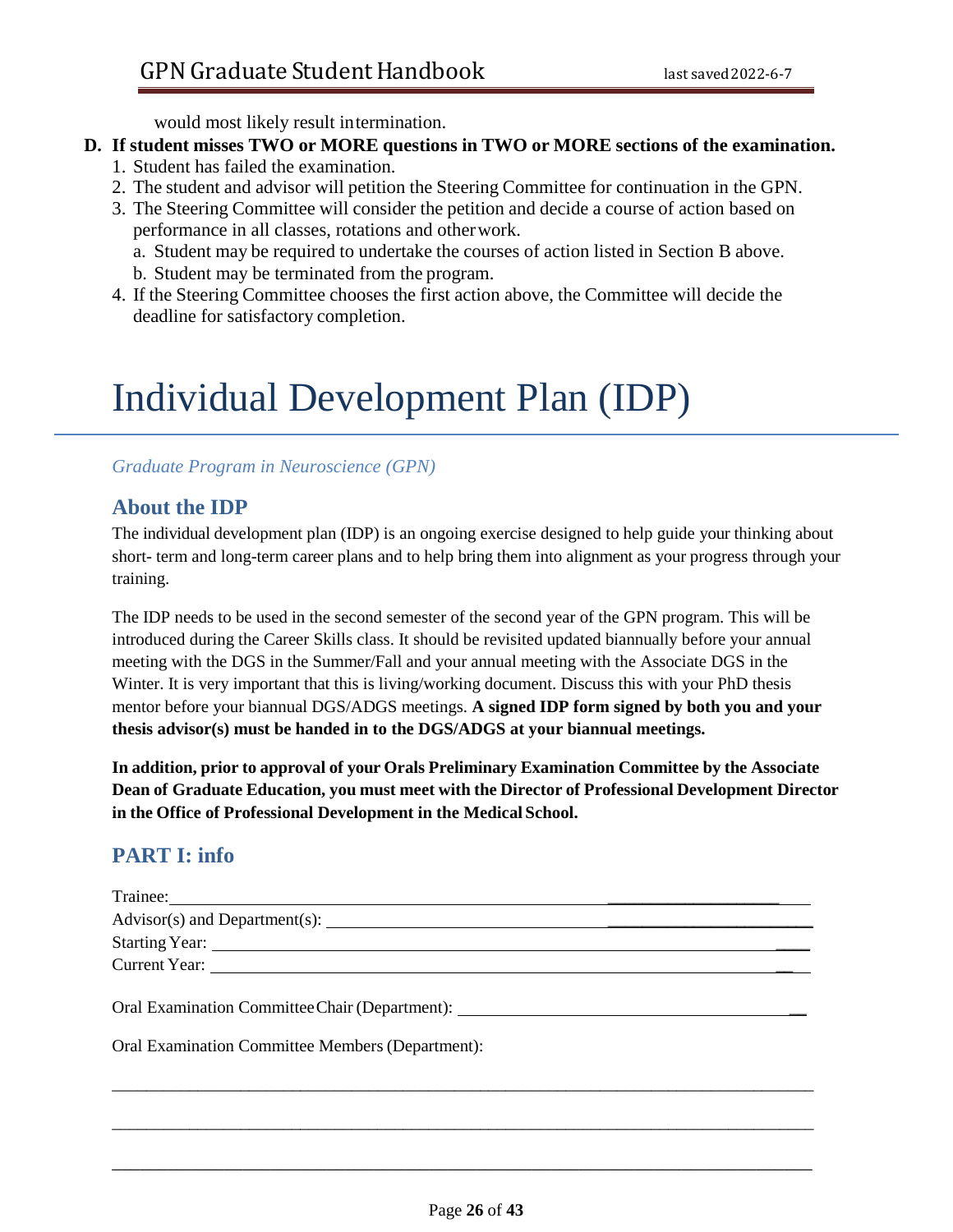would most likely result intermination.

**D. If student misses TWO or MORE questions in TWO or MORE sections of the examination.**

1. Student has failed the examination.
2. The student and advisor will petition the Steering Committee for continuation in the GPN.
3. The Steering Committee will consider the petition and decide a course of action based on performance in all classes, rotations and otherwork.
   a. Student may be required to undertake the courses of action listed in Section B above.
   b. Student may be terminated from the program.
4. If the Steering Committee chooses the first action above, the Committee will decide the deadline for satisfactory completion.

# Individual Development Plan (IDP)

*Graduate Program in Neuroscience (GPN)*

## About the IDP

The individual development plan (IDP) is an ongoing exercise designed to help guide your thinking about short- term and long-term career plans and to help bring them into alignment as your progress through your training.

The IDP needs to be used in the second semester of the second year of the GPN program. This will be introduced during the Career Skills class. It should be revisited updated biannually before your annual meeting with the DGS in the Summer/Fall and your annual meeting with the Associate DGS in the Winter. It is very important that this is living/working document. Discuss this with your PhD thesis mentor before your biannual DGS/ADGS meetings. **A signed IDP form signed by both you and your thesis advisor(s) must be handed in to the DGS/ADGS at your biannual meetings.**

**In addition, prior to approval of your Orals Preliminary Examination Committee by the Associate Dean of Graduate Education, you must meet with the Director of Professional Development Director in the Office of Professional Development in the Medical School.**

## PART I: info

Trainee: ______________________________

Advisor(s) and Department(s): ______________________________

Starting Year: ______________________________

Current Year: ______________________________

Oral Examination Committee Chair (Department): ______________________________

Oral Examination Committee Members (Department):

______________________________________________________________________

______________________________________________________________________

______________________________________________________________________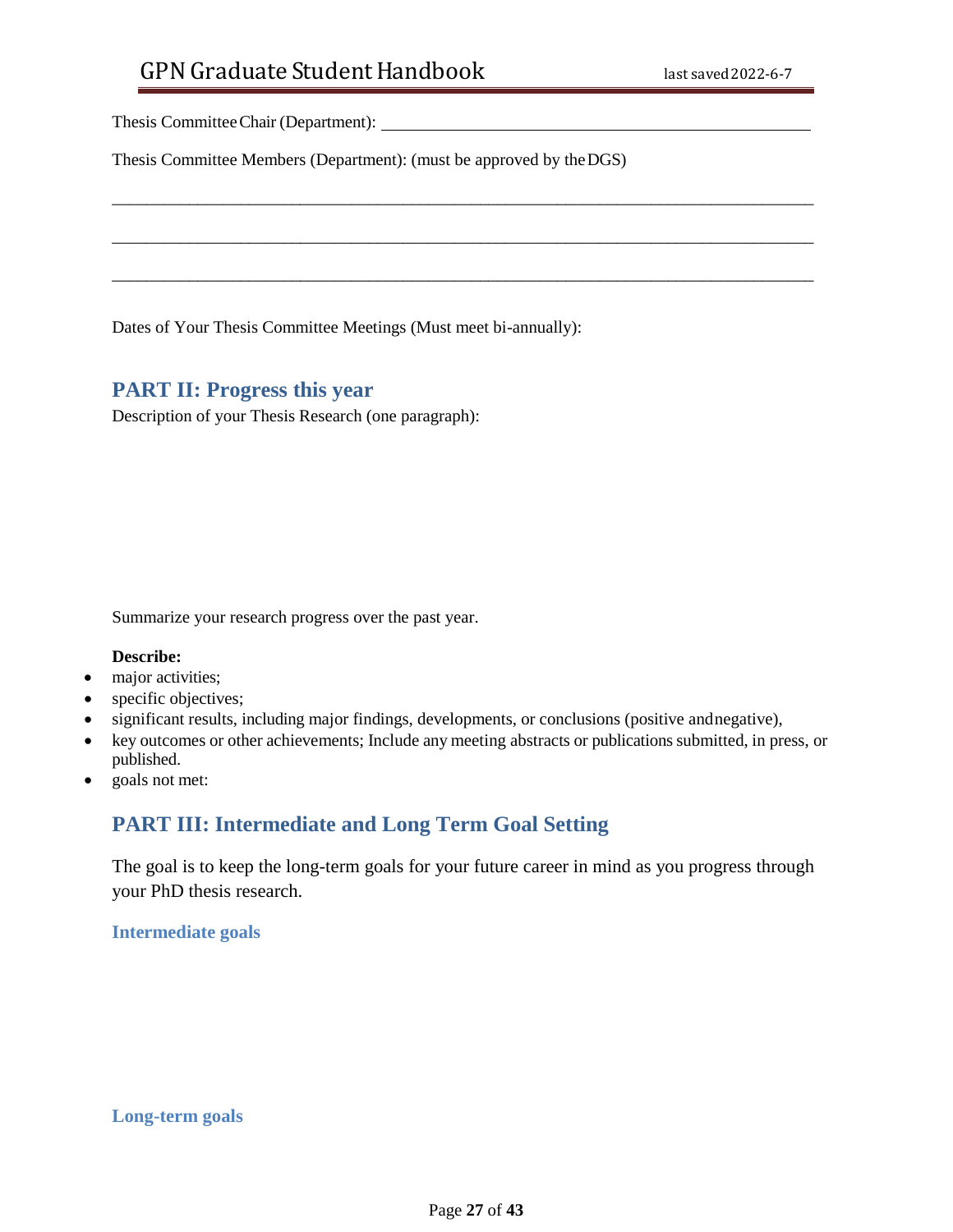Thesis Committee Chair (Department): ______________________________________________

Thesis Committee Members (Department): (must be approved by the DGS)

_______________________________________________________________________________

_______________________________________________________________________________

_______________________________________________________________________________

Dates of Your Thesis Committee Meetings (Must meet bi-annually):

## PART II: Progress this year

Description of your Thesis Research (one paragraph):

Summarize your research progress over the past year.

**Describe:**

- major activities;
- specific objectives;
- significant results, including major findings, developments, or conclusions (positive and negative),
- key outcomes or other achievements; Include any meeting abstracts or publications submitted, in press, or published.
- goals not met:

## PART III: Intermediate and Long Term Goal Setting

The goal is to keep the long-term goals for your future career in mind as you progress through your PhD thesis research.

### Intermediate goals

### Long-term goals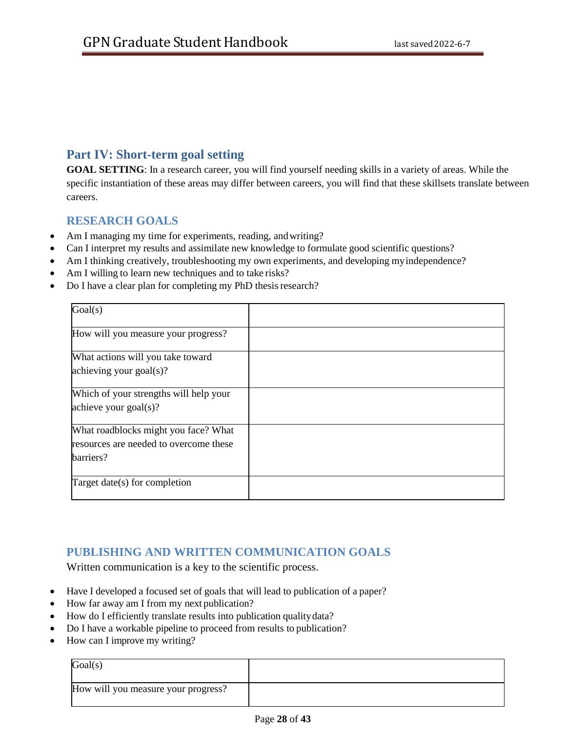## Part IV: Short-term goal setting

**GOAL SETTING**: In a research career, you will find yourself needing skills in a variety of areas. While the specific instantiation of these areas may differ between careers, you will find that these skillsets translate between careers.

### RESEARCH GOALS

- Am I managing my time for experiments, reading, and writing?
- Can I interpret my results and assimilate new knowledge to formulate good scientific questions?
- Am I thinking creatively, troubleshooting my own experiments, and developing my independence?
- Am I willing to learn new techniques and to take risks?
- Do I have a clear plan for completing my PhD thesis research?

| Goal(s) | |
|---|---|
| How will you measure your progress? | |
| What actions will you take toward achieving your goal(s)? | |
| Which of your strengths will help your achieve your goal(s)? | |
| What roadblocks might you face? What resources are needed to overcome these barriers? | |
| Target date(s) for completion | |

### PUBLISHING AND WRITTEN COMMUNICATION GOALS

Written communication is a key to the scientific process.

- Have I developed a focused set of goals that will lead to publication of a paper?
- How far away am I from my next publication?
- How do I efficiently translate results into publication quality data?
- Do I have a workable pipeline to proceed from results to publication?
- How can I improve my writing?

| Goal(s) | |
|---|---|
| How will you measure your progress? | |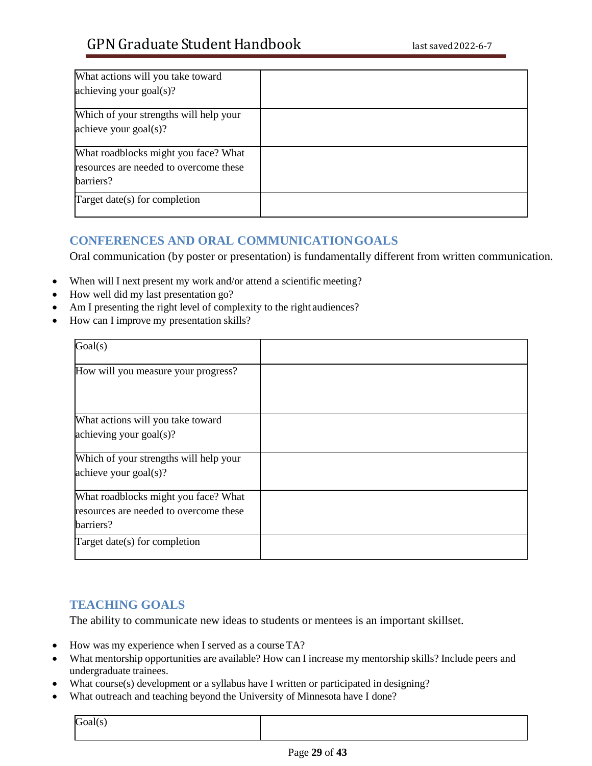| What actions will you take toward achieving your goal(s)? | |
|---|---|
| Which of your strengths will help your achieve your goal(s)? | |
| What roadblocks might you face? What resources are needed to overcome these barriers? | |
| Target date(s) for completion | |

## CONFERENCES AND ORAL COMMUNICATION GOALS

Oral communication (by poster or presentation) is fundamentally different from written communication.

- When will I next present my work and/or attend a scientific meeting?
- How well did my last presentation go?
- Am I presenting the right level of complexity to the right audiences?
- How can I improve my presentation skills?

| Goal(s) | |
|---|---|
| How will you measure your progress? | |
| What actions will you take toward achieving your goal(s)? | |
| Which of your strengths will help your achieve your goal(s)? | |
| What roadblocks might you face? What resources are needed to overcome these barriers? | |
| Target date(s) for completion | |

## TEACHING GOALS

The ability to communicate new ideas to students or mentees is an important skillset.

- How was my experience when I served as a course TA?
- What mentorship opportunities are available? How can I increase my mentorship skills? Include peers and undergraduate trainees.
- What course(s) development or a syllabus have I written or participated in designing?
- What outreach and teaching beyond the University of Minnesota have I done?

| Goal(s) | |
|---|---|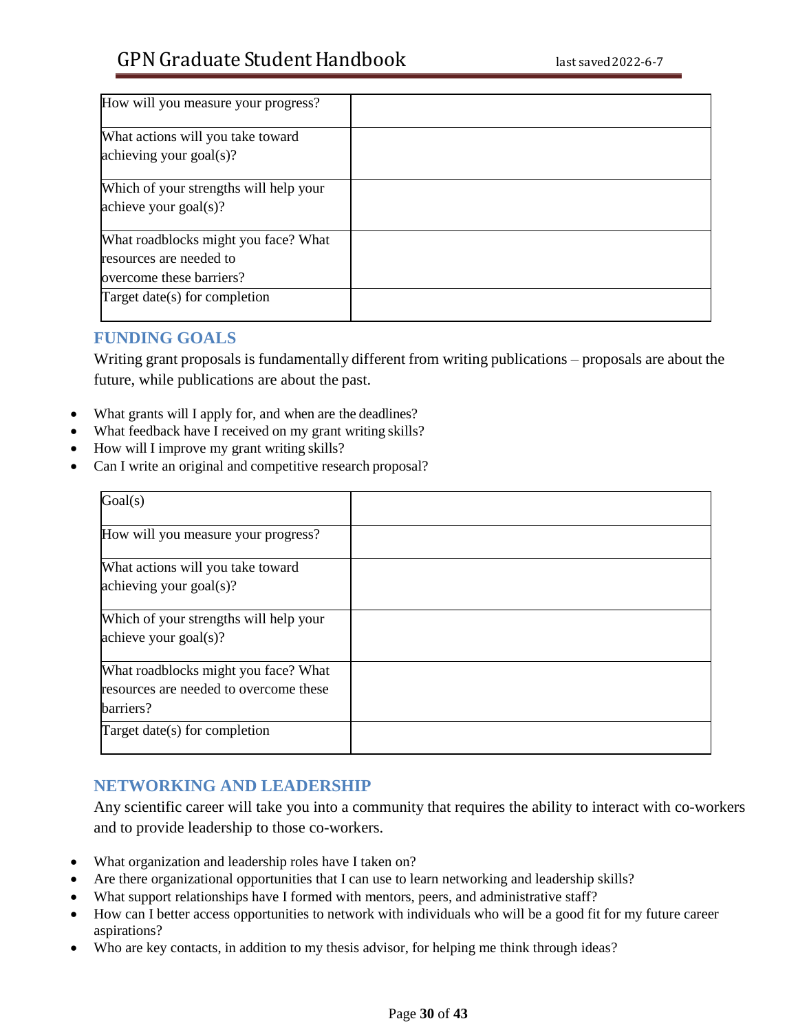| How will you measure your progress? | |
|---|---|
| What actions will you take toward achieving your goal(s)? | |
| Which of your strengths will help your achieve your goal(s)? | |
| What roadblocks might you face? What resources are needed to overcome these barriers? | |
| Target date(s) for completion | |

### FUNDING GOALS

Writing grant proposals is fundamentally different from writing publications – proposals are about the future, while publications are about the past.

- What grants will I apply for, and when are the deadlines?
- What feedback have I received on my grant writing skills?
- How will I improve my grant writing skills?
- Can I write an original and competitive research proposal?

| Goal(s) | |
|---|---|
| How will you measure your progress? | |
| What actions will you take toward achieving your goal(s)? | |
| Which of your strengths will help your achieve your goal(s)? | |
| What roadblocks might you face? What resources are needed to overcome these barriers? | |
| Target date(s) for completion | |

### NETWORKING AND LEADERSHIP

Any scientific career will take you into a community that requires the ability to interact with co-workers and to provide leadership to those co-workers.

- What organization and leadership roles have I taken on?
- Are there organizational opportunities that I can use to learn networking and leadership skills?
- What support relationships have I formed with mentors, peers, and administrative staff?
- How can I better access opportunities to network with individuals who will be a good fit for my future career aspirations?
- Who are key contacts, in addition to my thesis advisor, for helping me think through ideas?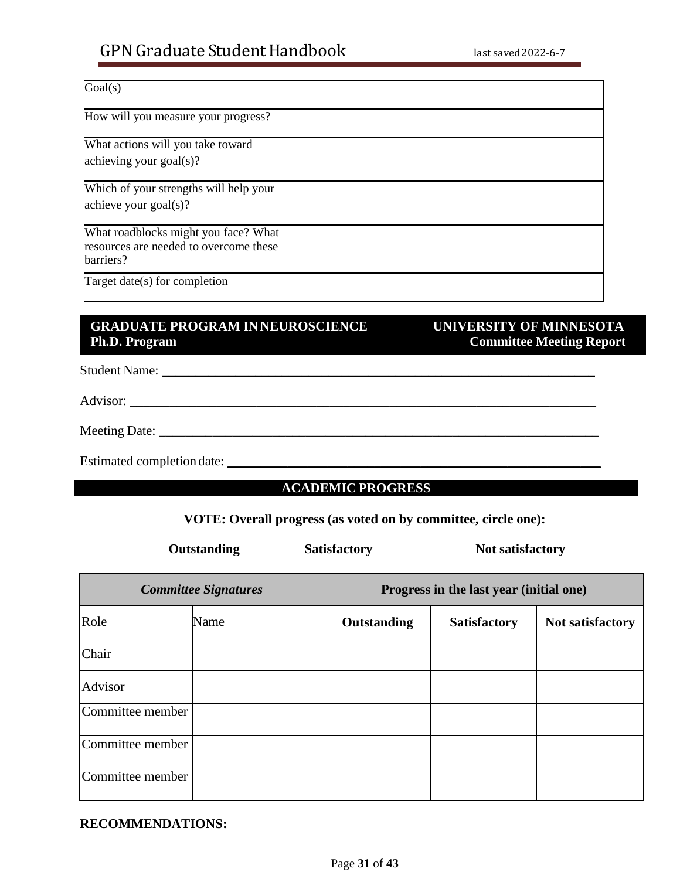| Goal(s) | |
|---|---|
| How will you measure your progress? | |
| What actions will you take toward achieving your goal(s)? | |
| Which of your strengths will help your achieve your goal(s)? | |
| What roadblocks might you face? What resources are needed to overcome these barriers? | |
| Target date(s) for completion | |

**GRADUATE PROGRAM IN NEUROSCIENCE** **UNIVERSITY OF MINNESOTA**
**Ph.D. Program** **Committee Meeting Report**

Student Name: ___________________________________________

Advisor: ___________________________________________

Meeting Date: ___________________________________________

Estimated completion date: ___________________________________________

## ACADEMIC PROGRESS

**VOTE: Overall progress (as voted on by committee, circle one):**

**Outstanding** **Satisfactory** **Not satisfactory**

| ***Committee Signatures*** | | **Progress in the last year (initial one)** | | |
|---|---|---|---|---|
| Role | Name | **Outstanding** | **Satisfactory** | **Not satisfactory** |
| Chair | | | | |
| Advisor | | | | |
| Committee member | | | | |
| Committee member | | | | |
| Committee member | | | | |

**RECOMMENDATIONS:**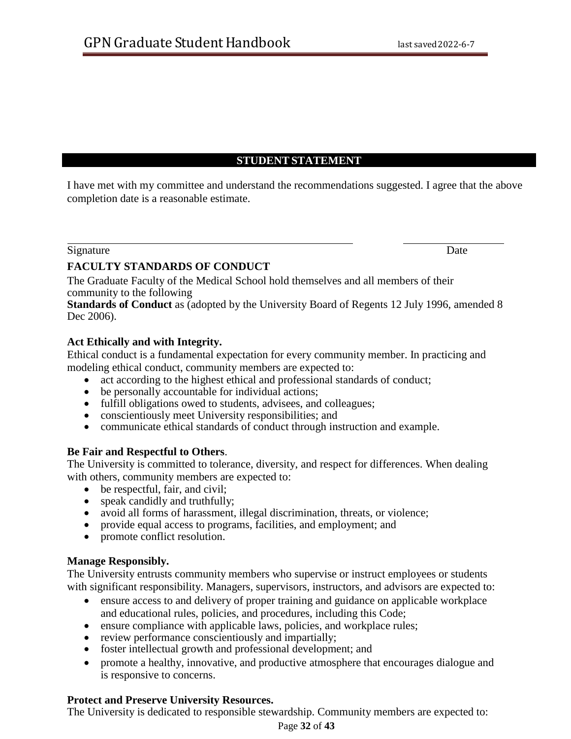## STUDENT STATEMENT

I have met with my committee and understand the recommendations suggested. I agree that the above completion date is a reasonable estimate.

Signature ______________________________ Date ______________

**FACULTY STANDARDS OF CONDUCT**

The Graduate Faculty of the Medical School hold themselves and all members of their community to the following
**Standards of Conduct** as (adopted by the University Board of Regents 12 July 1996, amended 8 Dec 2006).

**Act Ethically and with Integrity.**
Ethical conduct is a fundamental expectation for every community member. In practicing and modeling ethical conduct, community members are expected to:

- act according to the highest ethical and professional standards of conduct;
- be personally accountable for individual actions;
- fulfill obligations owed to students, advisees, and colleagues;
- conscientiously meet University responsibilities; and
- communicate ethical standards of conduct through instruction and example.

**Be Fair and Respectful to Others**.
The University is committed to tolerance, diversity, and respect for differences. When dealing with others, community members are expected to:

- be respectful, fair, and civil;
- speak candidly and truthfully;
- avoid all forms of harassment, illegal discrimination, threats, or violence;
- provide equal access to programs, facilities, and employment; and
- promote conflict resolution.

**Manage Responsibly.**
The University entrusts community members who supervise or instruct employees or students with significant responsibility. Managers, supervisors, instructors, and advisors are expected to:

- ensure access to and delivery of proper training and guidance on applicable workplace and educational rules, policies, and procedures, including this Code;
- ensure compliance with applicable laws, policies, and workplace rules;
- review performance conscientiously and impartially;
- foster intellectual growth and professional development; and
- promote a healthy, innovative, and productive atmosphere that encourages dialogue and is responsive to concerns.

**Protect and Preserve University Resources.**
The University is dedicated to responsible stewardship. Community members are expected to: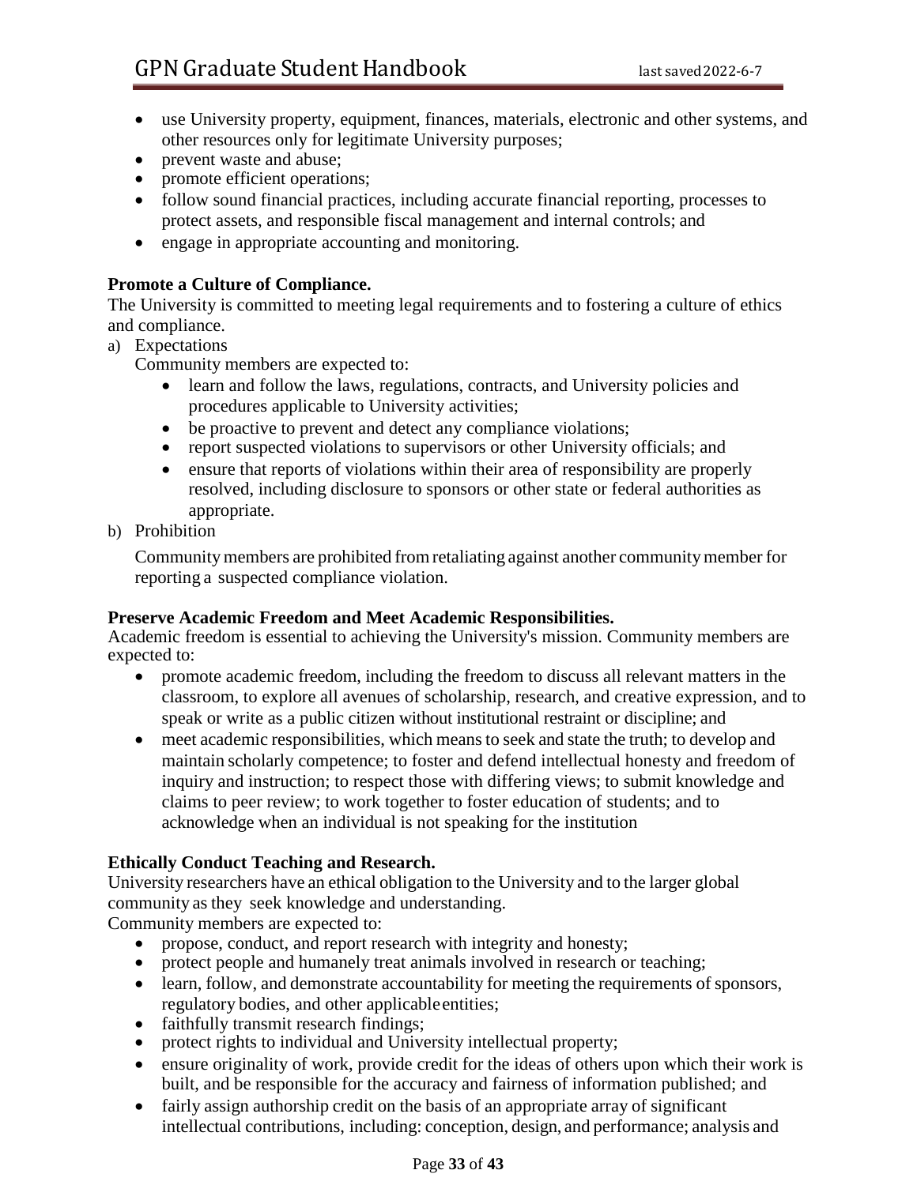- use University property, equipment, finances, materials, electronic and other systems, and other resources only for legitimate University purposes;
- prevent waste and abuse;
- promote efficient operations;
- follow sound financial practices, including accurate financial reporting, processes to protect assets, and responsible fiscal management and internal controls; and
- engage in appropriate accounting and monitoring.

**Promote a Culture of Compliance.**
The University is committed to meeting legal requirements and to fostering a culture of ethics and compliance.

a) Expectations

   Community members are expected to:

   - learn and follow the laws, regulations, contracts, and University policies and procedures applicable to University activities;
   - be proactive to prevent and detect any compliance violations;
   - report suspected violations to supervisors or other University officials; and
   - ensure that reports of violations within their area of responsibility are properly resolved, including disclosure to sponsors or other state or federal authorities as appropriate.

b) Prohibition

   Community members are prohibited from retaliating against another community member for reporting a suspected compliance violation.

**Preserve Academic Freedom and Meet Academic Responsibilities.**
Academic freedom is essential to achieving the University's mission. Community members are expected to:

- promote academic freedom, including the freedom to discuss all relevant matters in the classroom, to explore all avenues of scholarship, research, and creative expression, and to speak or write as a public citizen without institutional restraint or discipline; and
- meet academic responsibilities, which means to seek and state the truth; to develop and maintain scholarly competence; to foster and defend intellectual honesty and freedom of inquiry and instruction; to respect those with differing views; to submit knowledge and claims to peer review; to work together to foster education of students; and to acknowledge when an individual is not speaking for the institution

**Ethically Conduct Teaching and Research.**
University researchers have an ethical obligation to the University and to the larger global community as they seek knowledge and understanding.
Community members are expected to:

- propose, conduct, and report research with integrity and honesty;
- protect people and humanely treat animals involved in research or teaching;
- learn, follow, and demonstrate accountability for meeting the requirements of sponsors, regulatory bodies, and other applicable entities;
- faithfully transmit research findings;
- protect rights to individual and University intellectual property;
- ensure originality of work, provide credit for the ideas of others upon which their work is built, and be responsible for the accuracy and fairness of information published; and
- fairly assign authorship credit on the basis of an appropriate array of significant intellectual contributions, including: conception, design, and performance; analysis and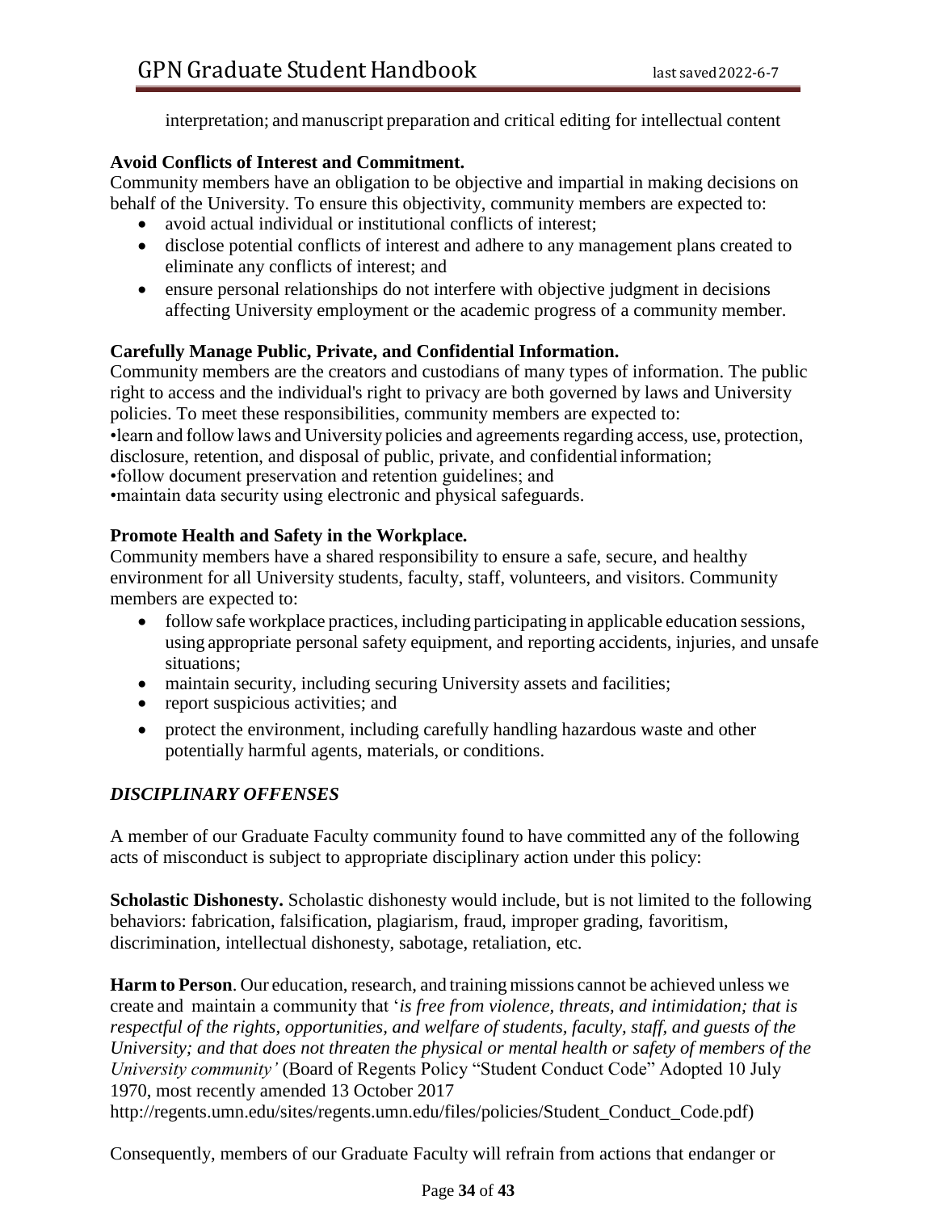interpretation; and manuscript preparation and critical editing for intellectual content

**Avoid Conflicts of Interest and Commitment.**
Community members have an obligation to be objective and impartial in making decisions on behalf of the University. To ensure this objectivity, community members are expected to:

- avoid actual individual or institutional conflicts of interest;
- disclose potential conflicts of interest and adhere to any management plans created to eliminate any conflicts of interest; and
- ensure personal relationships do not interfere with objective judgment in decisions affecting University employment or the academic progress of a community member.

**Carefully Manage Public, Private, and Confidential Information.**
Community members are the creators and custodians of many types of information. The public right to access and the individual's right to privacy are both governed by laws and University policies. To meet these responsibilities, community members are expected to:
•learn and follow laws and University policies and agreements regarding access, use, protection, disclosure, retention, and disposal of public, private, and confidential information;
•follow document preservation and retention guidelines; and
•maintain data security using electronic and physical safeguards.

**Promote Health and Safety in the Workplace.**
Community members have a shared responsibility to ensure a safe, secure, and healthy environment for all University students, faculty, staff, volunteers, and visitors. Community members are expected to:

- follow safe workplace practices, including participating in applicable education sessions, using appropriate personal safety equipment, and reporting accidents, injuries, and unsafe situations;
- maintain security, including securing University assets and facilities;
- report suspicious activities; and
- protect the environment, including carefully handling hazardous waste and other potentially harmful agents, materials, or conditions.

### *DISCIPLINARY OFFENSES*

A member of our Graduate Faculty community found to have committed any of the following acts of misconduct is subject to appropriate disciplinary action under this policy:

**Scholastic Dishonesty.** Scholastic dishonesty would include, but is not limited to the following behaviors: fabrication, falsification, plagiarism, fraud, improper grading, favoritism, discrimination, intellectual dishonesty, sabotage, retaliation, etc.

**Harm to Person**. Our education, research, and training missions cannot be achieved unless we create and maintain a community that '*is free from violence, threats, and intimidation; that is respectful of the rights, opportunities, and welfare of students, faculty, staff, and guests of the University; and that does not threaten the physical or mental health or safety of members of the University community'* (Board of Regents Policy "Student Conduct Code" Adopted 10 July 1970, most recently amended 13 October 2017
http://regents.umn.edu/sites/regents.umn.edu/files/policies/Student_Conduct_Code.pdf)

Consequently, members of our Graduate Faculty will refrain from actions that endanger or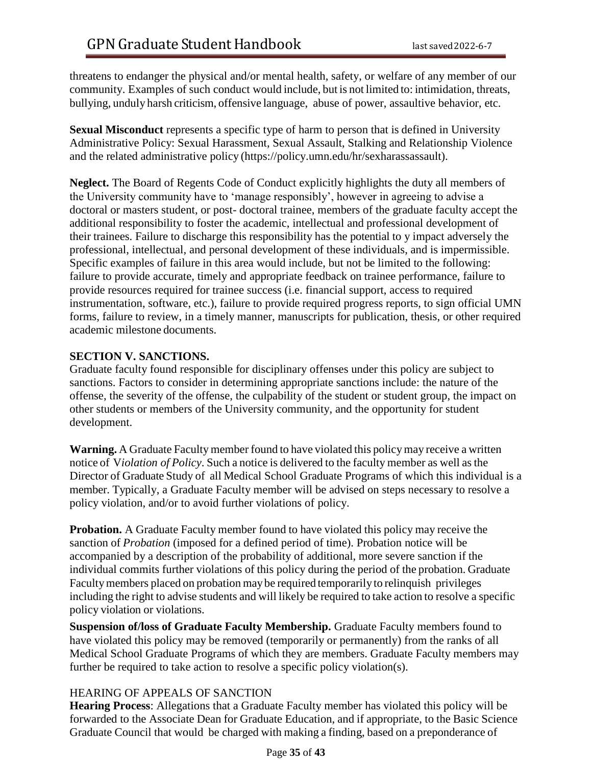threatens to endanger the physical and/or mental health, safety, or welfare of any member of our community. Examples of such conduct would include, but is not limited to: intimidation, threats, bullying, unduly harsh criticism, offensive language, abuse of power, assaultive behavior, etc.

**Sexual Misconduct** represents a specific type of harm to person that is defined in University Administrative Policy: Sexual Harassment, Sexual Assault, Stalking and Relationship Violence and the related administrative policy (https://policy.umn.edu/hr/sexharassassault).

**Neglect.** The Board of Regents Code of Conduct explicitly highlights the duty all members of the University community have to 'manage responsibly', however in agreeing to advise a doctoral or masters student, or post- doctoral trainee, members of the graduate faculty accept the additional responsibility to foster the academic, intellectual and professional development of their trainees. Failure to discharge this responsibility has the potential to y impact adversely the professional, intellectual, and personal development of these individuals, and is impermissible. Specific examples of failure in this area would include, but not be limited to the following: failure to provide accurate, timely and appropriate feedback on trainee performance, failure to provide resources required for trainee success (i.e. financial support, access to required instrumentation, software, etc.), failure to provide required progress reports, to sign official UMN forms, failure to review, in a timely manner, manuscripts for publication, thesis, or other required academic milestone documents.

**SECTION V. SANCTIONS.**

Graduate faculty found responsible for disciplinary offenses under this policy are subject to sanctions. Factors to consider in determining appropriate sanctions include: the nature of the offense, the severity of the offense, the culpability of the student or student group, the impact on other students or members of the University community, and the opportunity for student development.

**Warning.** A Graduate Faculty member found to have violated this policy may receive a written notice of V*iolation of Policy*. Such a notice is delivered to the faculty member as well as the Director of Graduate Study of all Medical School Graduate Programs of which this individual is a member. Typically, a Graduate Faculty member will be advised on steps necessary to resolve a policy violation, and/or to avoid further violations of policy.

**Probation.** A Graduate Faculty member found to have violated this policy may receive the sanction of *Probation* (imposed for a defined period of time). Probation notice will be accompanied by a description of the probability of additional, more severe sanction if the individual commits further violations of this policy during the period of the probation. Graduate Faculty members placed on probation may be required temporarily to relinquish privileges including the right to advise students and will likely be required to take action to resolve a specific policy violation or violations.

**Suspension of/loss of Graduate Faculty Membership.** Graduate Faculty members found to have violated this policy may be removed (temporarily or permanently) from the ranks of all Medical School Graduate Programs of which they are members. Graduate Faculty members may further be required to take action to resolve a specific policy violation(s).

HEARING OF APPEALS OF SANCTION

**Hearing Process**: Allegations that a Graduate Faculty member has violated this policy will be forwarded to the Associate Dean for Graduate Education, and if appropriate, to the Basic Science Graduate Council that would be charged with making a finding, based on a preponderance of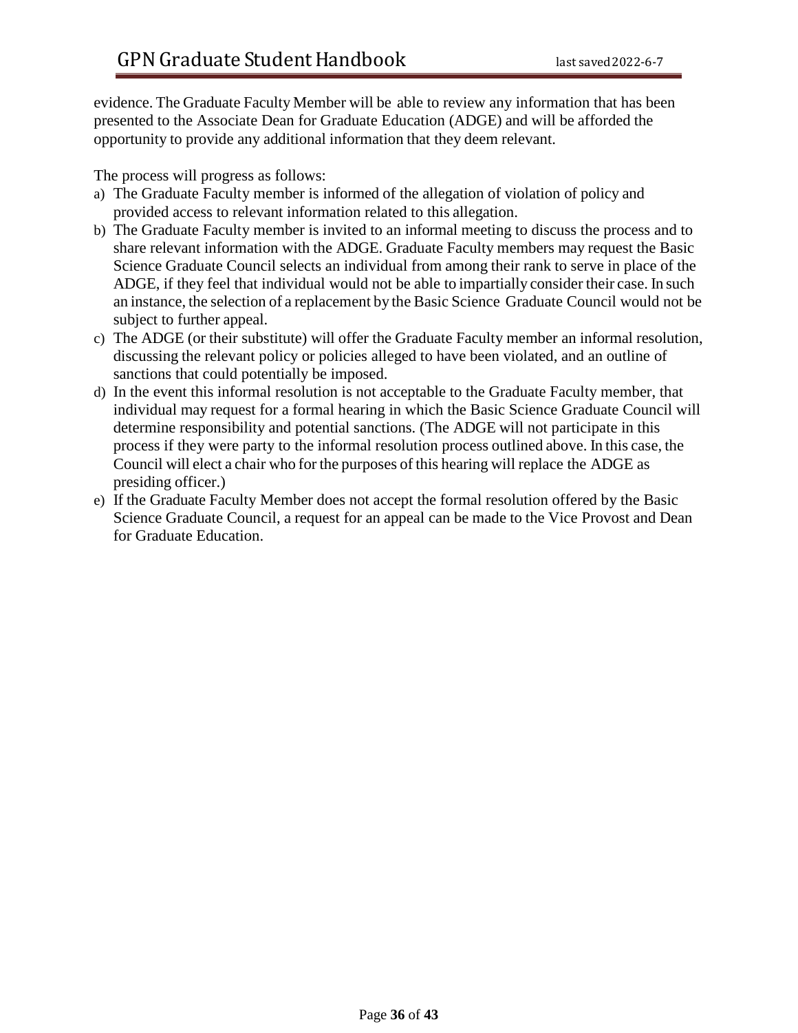evidence. The Graduate Faculty Member will be able to review any information that has been presented to the Associate Dean for Graduate Education (ADGE) and will be afforded the opportunity to provide any additional information that they deem relevant.

The process will progress as follows:

a) The Graduate Faculty member is informed of the allegation of violation of policy and provided access to relevant information related to this allegation.
b) The Graduate Faculty member is invited to an informal meeting to discuss the process and to share relevant information with the ADGE. Graduate Faculty members may request the Basic Science Graduate Council selects an individual from among their rank to serve in place of the ADGE, if they feel that individual would not be able to impartially consider their case. In such an instance, the selection of a replacement by the Basic Science Graduate Council would not be subject to further appeal.
c) The ADGE (or their substitute) will offer the Graduate Faculty member an informal resolution, discussing the relevant policy or policies alleged to have been violated, and an outline of sanctions that could potentially be imposed.
d) In the event this informal resolution is not acceptable to the Graduate Faculty member, that individual may request for a formal hearing in which the Basic Science Graduate Council will determine responsibility and potential sanctions. (The ADGE will not participate in this process if they were party to the informal resolution process outlined above. In this case, the Council will elect a chair who for the purposes of this hearing will replace the ADGE as presiding officer.)
e) If the Graduate Faculty Member does not accept the formal resolution offered by the Basic Science Graduate Council, a request for an appeal can be made to the Vice Provost and Dean for Graduate Education.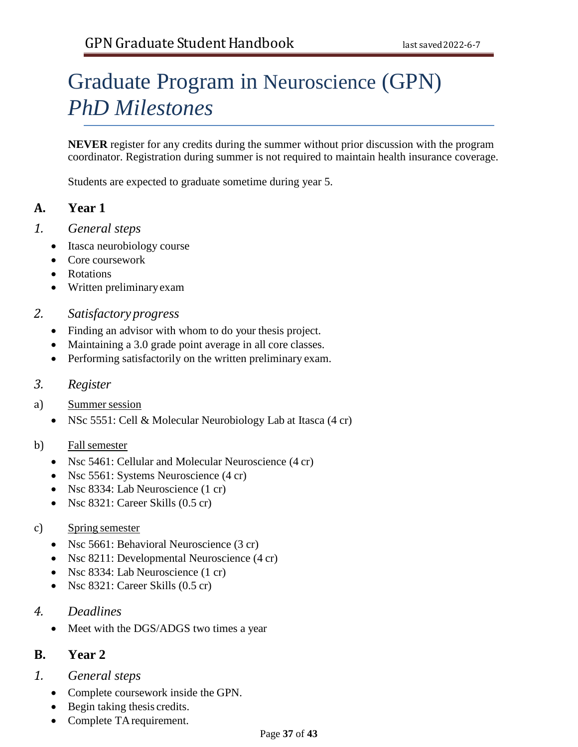# Graduate Program in Neuroscience (GPN) *PhD Milestones*

**NEVER** register for any credits during the summer without prior discussion with the program coordinator. Registration during summer is not required to maintain health insurance coverage.

Students are expected to graduate sometime during year 5.

## A. Year 1

### *1. General steps*

- Itasca neurobiology course
- Core coursework
- Rotations
- Written preliminary exam

### *2. Satisfactory progress*

- Finding an advisor with whom to do your thesis project.
- Maintaining a 3.0 grade point average in all core classes.
- Performing satisfactorily on the written preliminary exam.

### *3. Register*

a) Summer session

- NSc 5551: Cell & Molecular Neurobiology Lab at Itasca (4 cr)

b) Fall semester

- Nsc 5461: Cellular and Molecular Neuroscience (4 cr)
- Nsc 5561: Systems Neuroscience (4 cr)
- Nsc 8334: Lab Neuroscience (1 cr)
- Nsc 8321: Career Skills (0.5 cr)

c) Spring semester

- Nsc 5661: Behavioral Neuroscience (3 cr)
- Nsc 8211: Developmental Neuroscience (4 cr)
- Nsc 8334: Lab Neuroscience (1 cr)
- Nsc 8321: Career Skills (0.5 cr)

### *4. Deadlines*

- Meet with the DGS/ADGS two times a year

## B. Year 2

### *1. General steps*

- Complete coursework inside the GPN.
- Begin taking thesis credits.
- Complete TA requirement.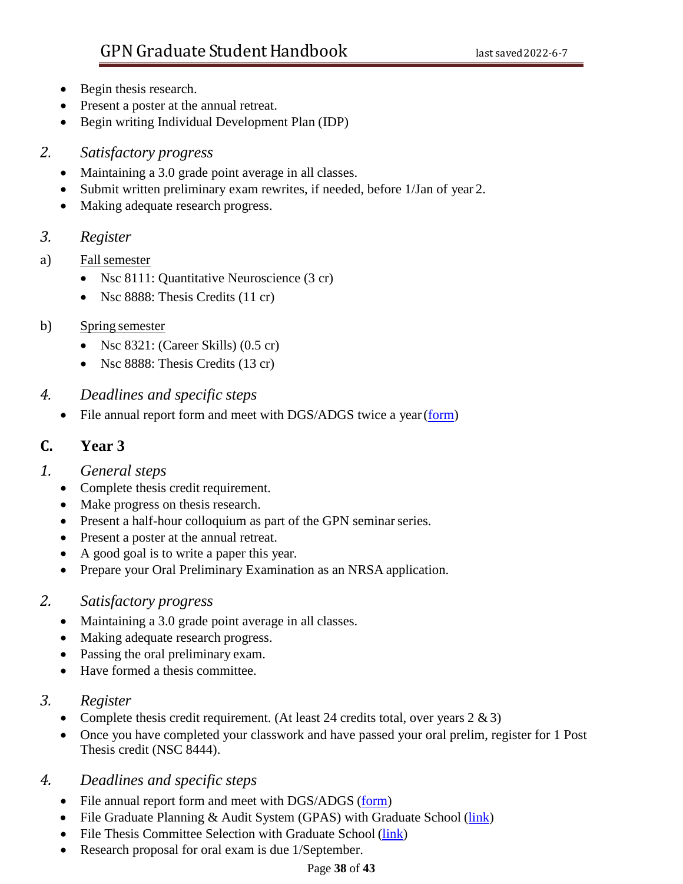- Begin thesis research.
- Present a poster at the annual retreat.
- Begin writing Individual Development Plan (IDP)

### *2. Satisfactory progress*

- Maintaining a 3.0 grade point average in all classes.
- Submit written preliminary exam rewrites, if needed, before 1/Jan of year 2.
- Making adequate research progress.

### *3. Register*

a) <u>Fall semester</u>

- Nsc 8111: Quantitative Neuroscience (3 cr)
- Nsc 8888: Thesis Credits (11 cr)

b) <u>Spring semester</u>

- Nsc 8321: (Career Skills) (0.5 cr)
- Nsc 8888: Thesis Credits (13 cr)

### *4. Deadlines and specific steps*

- File annual report form and meet with DGS/ADGS twice a year (form)

## C. Year 3

### *1. General steps*

- Complete thesis credit requirement.
- Make progress on thesis research.
- Present a half-hour colloquium as part of the GPN seminar series.
- Present a poster at the annual retreat.
- A good goal is to write a paper this year.
- Prepare your Oral Preliminary Examination as an NRSA application.

### *2. Satisfactory progress*

- Maintaining a 3.0 grade point average in all classes.
- Making adequate research progress.
- Passing the oral preliminary exam.
- Have formed a thesis committee.

### *3. Register*

- Complete thesis credit requirement. (At least 24 credits total, over years 2 & 3)
- Once you have completed your classwork and have passed your oral prelim, register for 1 Post Thesis credit (NSC 8444).

### *4. Deadlines and specific steps*

- File annual report form and meet with DGS/ADGS (form)
- File Graduate Planning & Audit System (GPAS) with Graduate School (link)
- File Thesis Committee Selection with Graduate School (link)
- Research proposal for oral exam is due 1/September.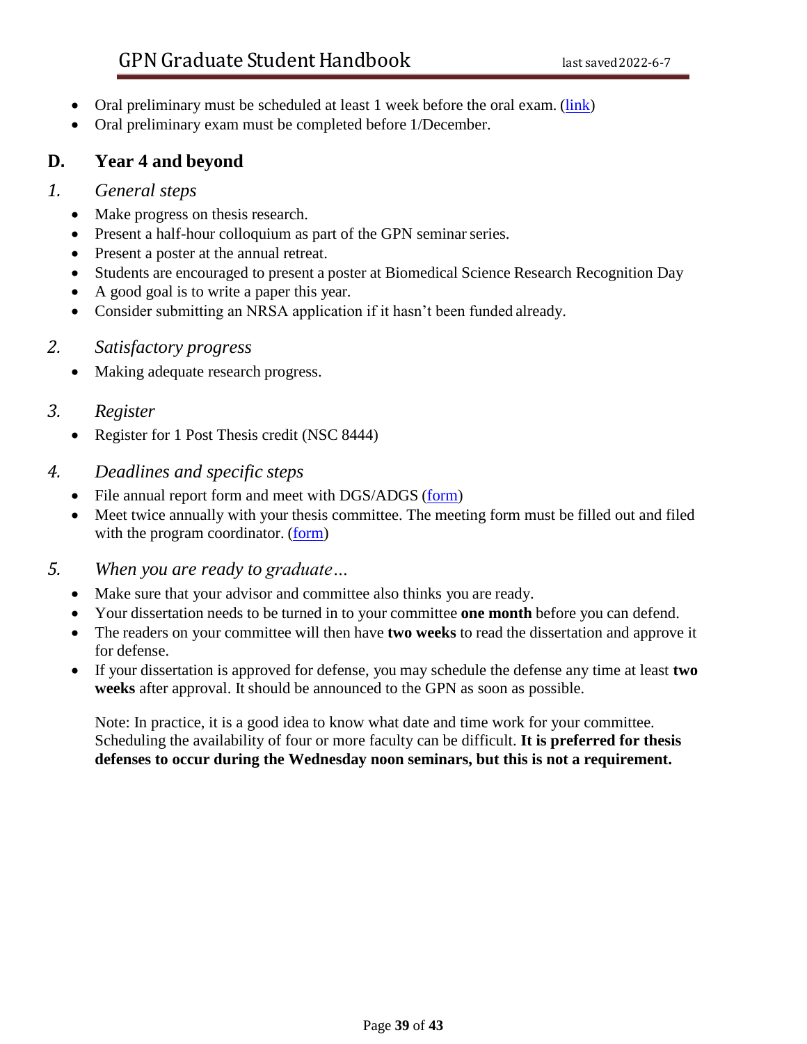- Oral preliminary must be scheduled at least 1 week before the oral exam. (link)
- Oral preliminary exam must be completed before 1/December.

## D. Year 4 and beyond

### *1. General steps*

- Make progress on thesis research.
- Present a half-hour colloquium as part of the GPN seminar series.
- Present a poster at the annual retreat.
- Students are encouraged to present a poster at Biomedical Science Research Recognition Day
- A good goal is to write a paper this year.
- Consider submitting an NRSA application if it hasn't been funded already.

### *2. Satisfactory progress*

- Making adequate research progress.

### *3. Register*

- Register for 1 Post Thesis credit (NSC 8444)

### *4. Deadlines and specific steps*

- File annual report form and meet with DGS/ADGS (form)
- Meet twice annually with your thesis committee. The meeting form must be filled out and filed with the program coordinator. (form)

### *5. When you are ready to graduate…*

- Make sure that your advisor and committee also thinks you are ready.
- Your dissertation needs to be turned in to your committee **one month** before you can defend.
- The readers on your committee will then have **two weeks** to read the dissertation and approve it for defense.
- If your dissertation is approved for defense, you may schedule the defense any time at least **two weeks** after approval. It should be announced to the GPN as soon as possible.

  Note: In practice, it is a good idea to know what date and time work for your committee. Scheduling the availability of four or more faculty can be difficult. **It is preferred for thesis defenses to occur during the Wednesday noon seminars, but this is not a requirement.**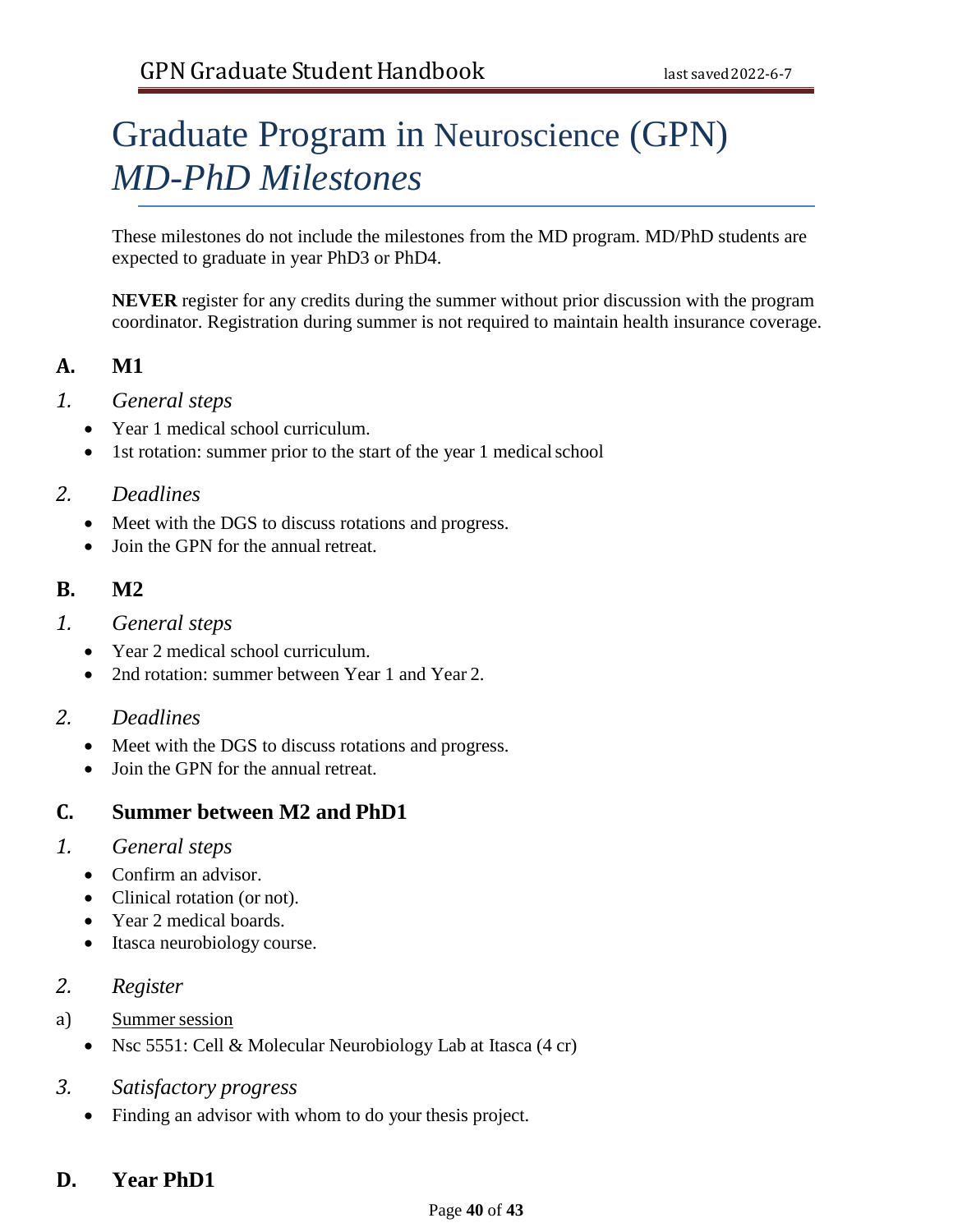# Graduate Program in Neuroscience (GPN) *MD-PhD Milestones*

These milestones do not include the milestones from the MD program. MD/PhD students are expected to graduate in year PhD3 or PhD4.

**NEVER** register for any credits during the summer without prior discussion with the program coordinator. Registration during summer is not required to maintain health insurance coverage.

## A. M1

### *1. General steps*

- Year 1 medical school curriculum.
- 1st rotation: summer prior to the start of the year 1 medical school

### *2. Deadlines*

- Meet with the DGS to discuss rotations and progress.
- Join the GPN for the annual retreat.

## B. M2

### *1. General steps*

- Year 2 medical school curriculum.
- 2nd rotation: summer between Year 1 and Year 2.

### *2. Deadlines*

- Meet with the DGS to discuss rotations and progress.
- Join the GPN for the annual retreat.

## C. Summer between M2 and PhD1

### *1. General steps*

- Confirm an advisor.
- Clinical rotation (or not).
- Year 2 medical boards.
- Itasca neurobiology course.

### *2. Register*

a) Summer session

- Nsc 5551: Cell & Molecular Neurobiology Lab at Itasca (4 cr)

### *3. Satisfactory progress*

- Finding an advisor with whom to do your thesis project.

## D. Year PhD1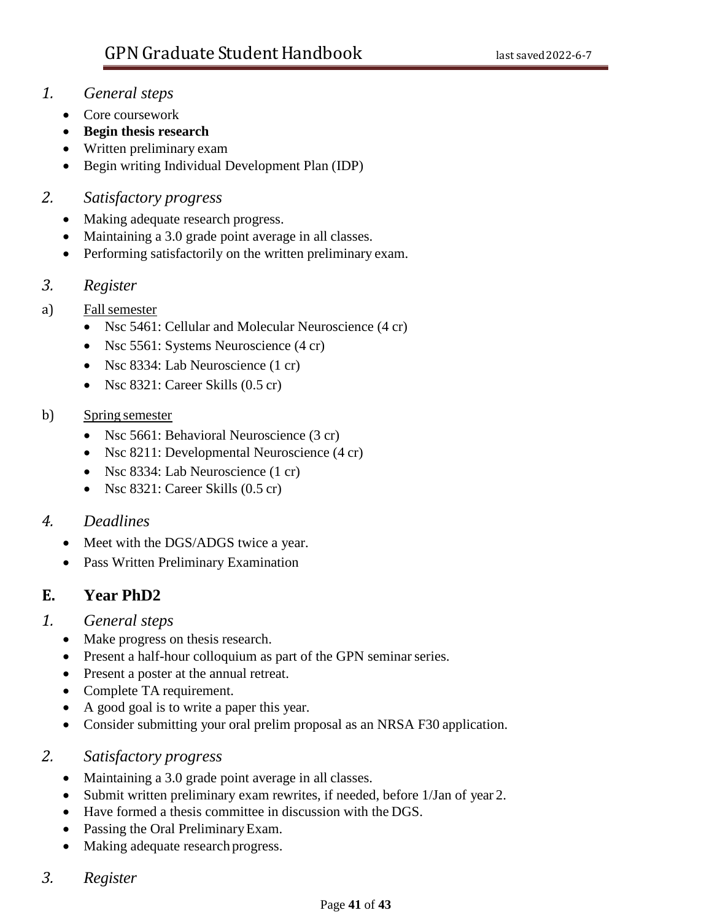### *1. General steps*

- Core coursework
- **Begin thesis research**
- Written preliminary exam
- Begin writing Individual Development Plan (IDP)

### *2. Satisfactory progress*

- Making adequate research progress.
- Maintaining a 3.0 grade point average in all classes.
- Performing satisfactorily on the written preliminary exam.

### *3. Register*

a) Fall semester

- Nsc 5461: Cellular and Molecular Neuroscience (4 cr)
- Nsc 5561: Systems Neuroscience (4 cr)
- Nsc 8334: Lab Neuroscience (1 cr)
- Nsc 8321: Career Skills (0.5 cr)

b) Spring semester

- Nsc 5661: Behavioral Neuroscience (3 cr)
- Nsc 8211: Developmental Neuroscience (4 cr)
- Nsc 8334: Lab Neuroscience (1 cr)
- Nsc 8321: Career Skills (0.5 cr)

### *4. Deadlines*

- Meet with the DGS/ADGS twice a year.
- Pass Written Preliminary Examination

## E. Year PhD2

### *1. General steps*

- Make progress on thesis research.
- Present a half-hour colloquium as part of the GPN seminar series.
- Present a poster at the annual retreat.
- Complete TA requirement.
- A good goal is to write a paper this year.
- Consider submitting your oral prelim proposal as an NRSA F30 application.

### *2. Satisfactory progress*

- Maintaining a 3.0 grade point average in all classes.
- Submit written preliminary exam rewrites, if needed, before 1/Jan of year 2.
- Have formed a thesis committee in discussion with the DGS.
- Passing the Oral Preliminary Exam.
- Making adequate research progress.

### *3. Register*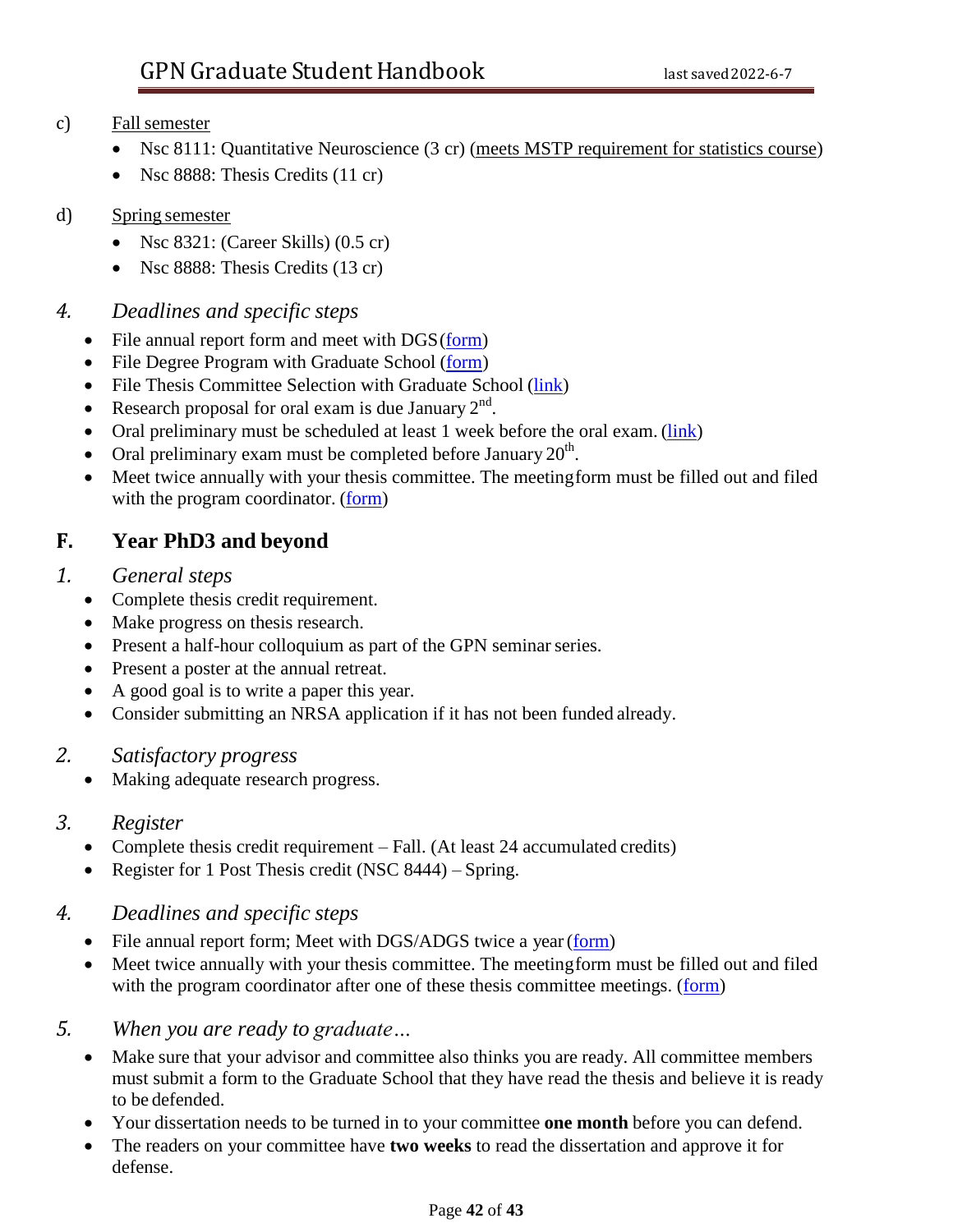c) Fall semester

- Nsc 8111: Quantitative Neuroscience (3 cr) (meets MSTP requirement for statistics course)
- Nsc 8888: Thesis Credits (11 cr)

d) Spring semester

- Nsc 8321: (Career Skills) (0.5 cr)
- Nsc 8888: Thesis Credits (13 cr)

### *4. Deadlines and specific steps*

- File annual report form and meet with DGS (form)
- File Degree Program with Graduate School (form)
- File Thesis Committee Selection with Graduate School (link)
- Research proposal for oral exam is due January 2nd.
- Oral preliminary must be scheduled at least 1 week before the oral exam. (link)
- Oral preliminary exam must be completed before January 20th.
- Meet twice annually with your thesis committee. The meeting form must be filled out and filed with the program coordinator. (form)

## F. Year PhD3 and beyond

### *1. General steps*

- Complete thesis credit requirement.
- Make progress on thesis research.
- Present a half-hour colloquium as part of the GPN seminar series.
- Present a poster at the annual retreat.
- A good goal is to write a paper this year.
- Consider submitting an NRSA application if it has not been funded already.

### *2. Satisfactory progress*

- Making adequate research progress.

### *3. Register*

- Complete thesis credit requirement – Fall. (At least 24 accumulated credits)
- Register for 1 Post Thesis credit (NSC 8444) – Spring.

### *4. Deadlines and specific steps*

- File annual report form; Meet with DGS/ADGS twice a year (form)
- Meet twice annually with your thesis committee. The meeting form must be filled out and filed with the program coordinator after one of these thesis committee meetings. (form)

### *5. When you are ready to graduate…*

- Make sure that your advisor and committee also thinks you are ready. All committee members must submit a form to the Graduate School that they have read the thesis and believe it is ready to be defended.
- Your dissertation needs to be turned in to your committee **one month** before you can defend.
- The readers on your committee have **two weeks** to read the dissertation and approve it for defense.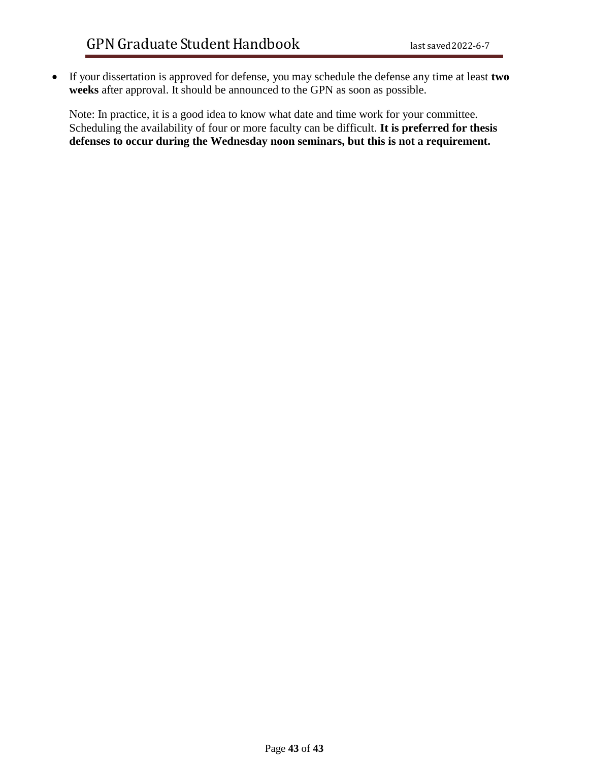- If your dissertation is approved for defense, you may schedule the defense any time at least **two weeks** after approval. It should be announced to the GPN as soon as possible.

  Note: In practice, it is a good idea to know what date and time work for your committee. Scheduling the availability of four or more faculty can be difficult. **It is preferred for thesis defenses to occur during the Wednesday noon seminars, but this is not a requirement.**